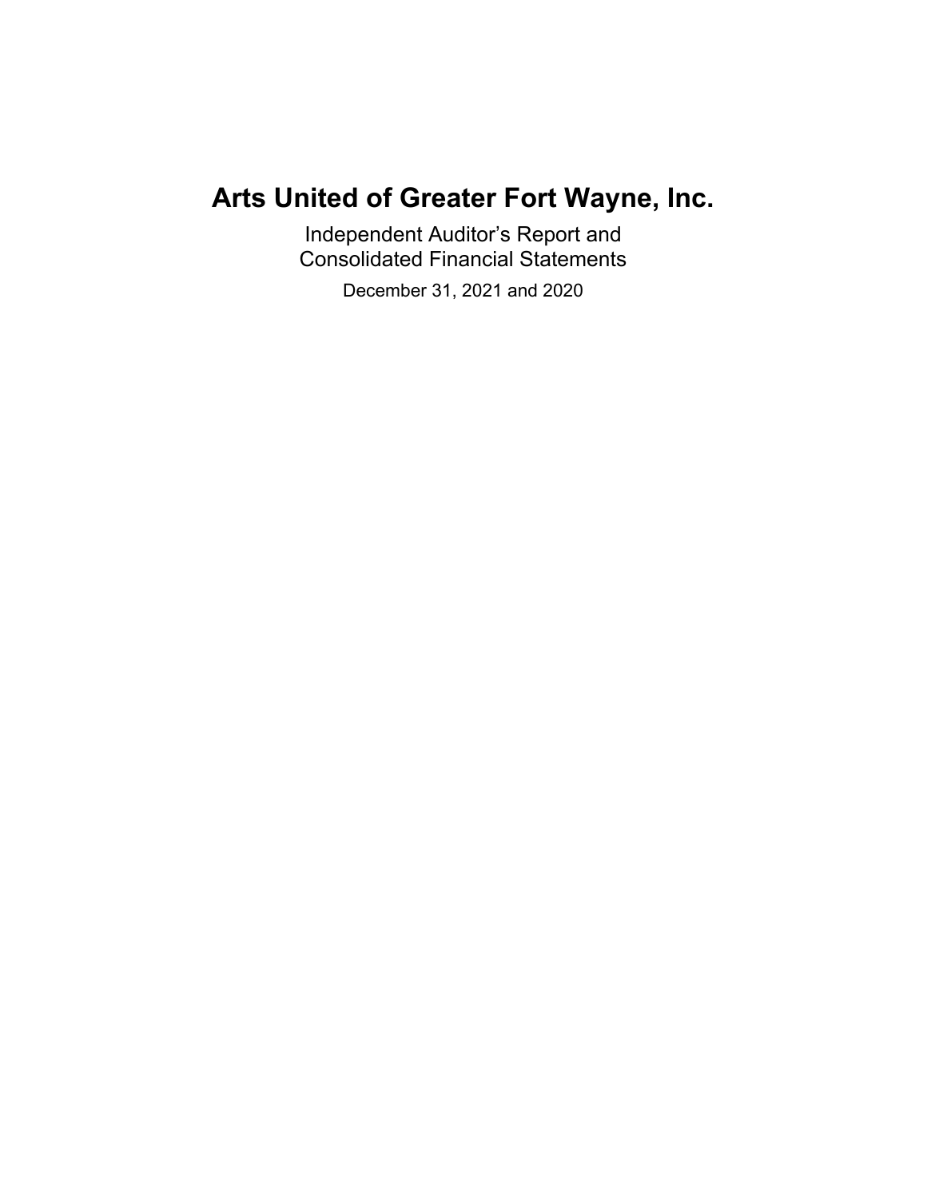# Arts United of Greater Fort Wayne, Inc.

Independent Auditor's Report and
Consolidated Financial Statements

December 31, 2021 and 2020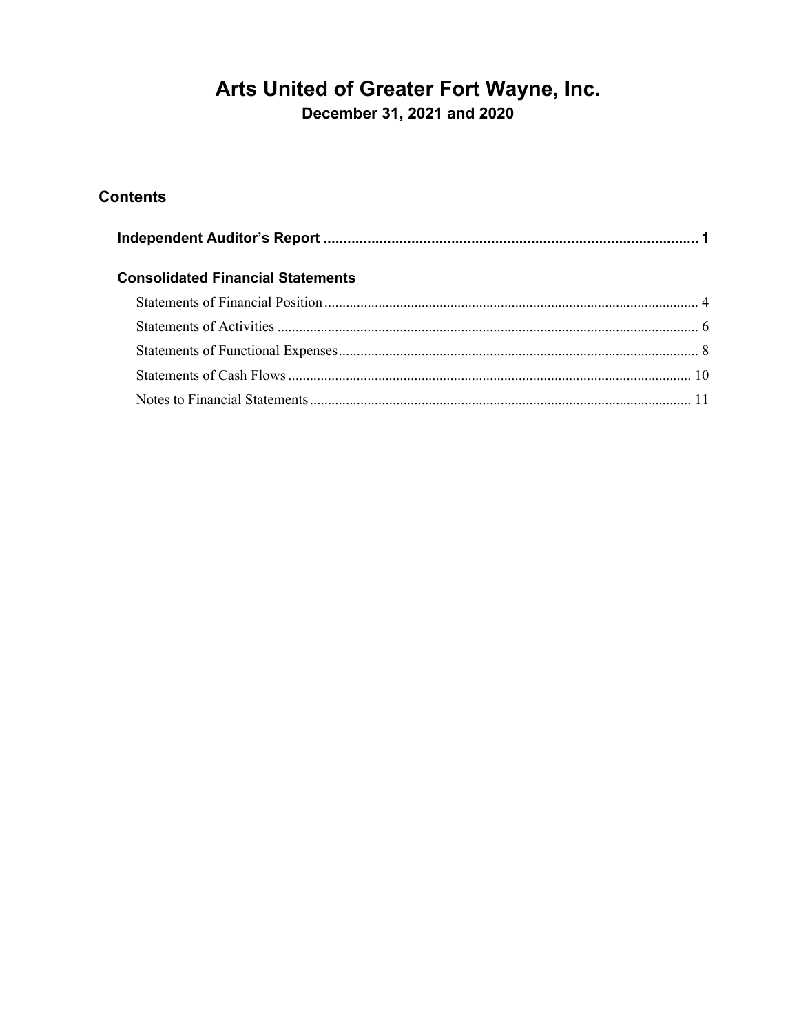# Arts United of Greater Fort Wayne, Inc.

**December 31, 2021 and 2020**

## Contents

**Independent Auditor's Report** ............................................................................................... 1

**Consolidated Financial Statements**

Statements of Financial Position ....................................................................................................... 4

Statements of Activities .................................................................................................................... 6

Statements of Functional Expenses ................................................................................................... 8

Statements of Cash Flows ............................................................................................................... 10

Notes to Financial Statements ......................................................................................................... 11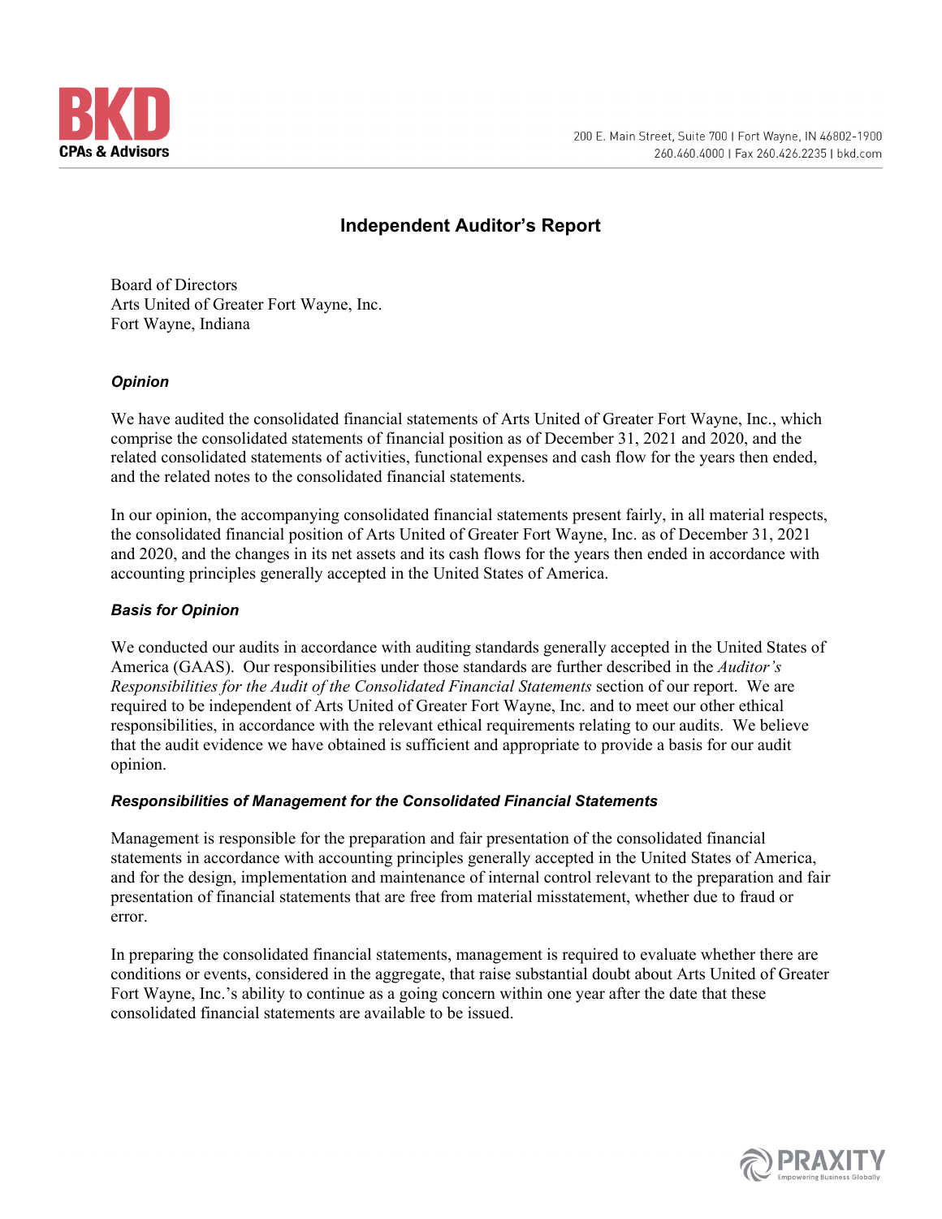# Independent Auditor's Report

Board of Directors
Arts United of Greater Fort Wayne, Inc.
Fort Wayne, Indiana

### *Opinion*

We have audited the consolidated financial statements of Arts United of Greater Fort Wayne, Inc., which comprise the consolidated statements of financial position as of December 31, 2021 and 2020, and the related consolidated statements of activities, functional expenses and cash flow for the years then ended, and the related notes to the consolidated financial statements.

In our opinion, the accompanying consolidated financial statements present fairly, in all material respects, the consolidated financial position of Arts United of Greater Fort Wayne, Inc. as of December 31, 2021 and 2020, and the changes in its net assets and its cash flows for the years then ended in accordance with accounting principles generally accepted in the United States of America.

### *Basis for Opinion*

We conducted our audits in accordance with auditing standards generally accepted in the United States of America (GAAS). Our responsibilities under those standards are further described in the *Auditor's Responsibilities for the Audit of the Consolidated Financial Statements* section of our report. We are required to be independent of Arts United of Greater Fort Wayne, Inc. and to meet our other ethical responsibilities, in accordance with the relevant ethical requirements relating to our audits. We believe that the audit evidence we have obtained is sufficient and appropriate to provide a basis for our audit opinion.

### *Responsibilities of Management for the Consolidated Financial Statements*

Management is responsible for the preparation and fair presentation of the consolidated financial statements in accordance with accounting principles generally accepted in the United States of America, and for the design, implementation and maintenance of internal control relevant to the preparation and fair presentation of financial statements that are free from material misstatement, whether due to fraud or error.

In preparing the consolidated financial statements, management is required to evaluate whether there are conditions or events, considered in the aggregate, that raise substantial doubt about Arts United of Greater Fort Wayne, Inc.'s ability to continue as a going concern within one year after the date that these consolidated financial statements are available to be issued.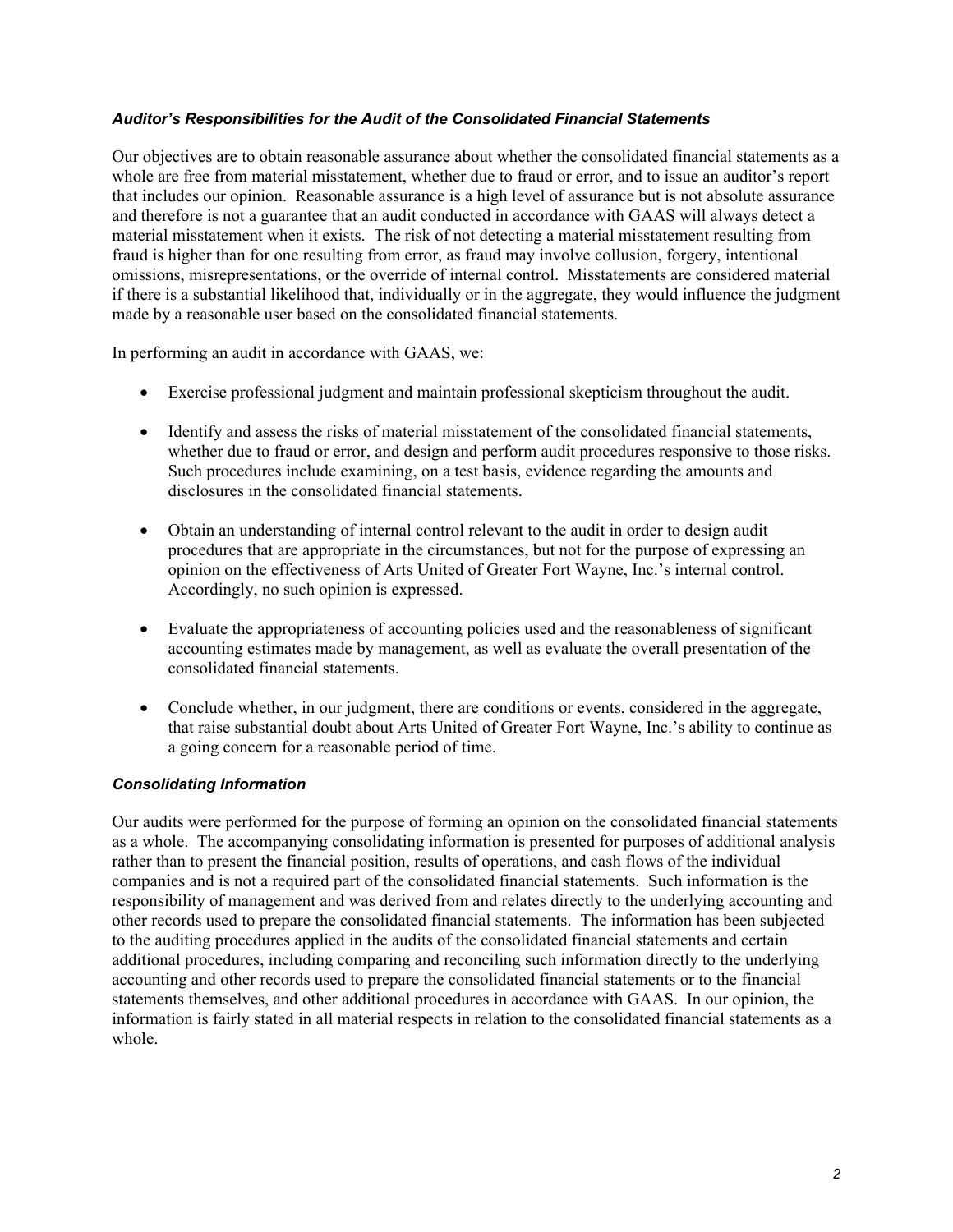### *Auditor's Responsibilities for the Audit of the Consolidated Financial Statements*

Our objectives are to obtain reasonable assurance about whether the consolidated financial statements as a whole are free from material misstatement, whether due to fraud or error, and to issue an auditor's report that includes our opinion. Reasonable assurance is a high level of assurance but is not absolute assurance and therefore is not a guarantee that an audit conducted in accordance with GAAS will always detect a material misstatement when it exists. The risk of not detecting a material misstatement resulting from fraud is higher than for one resulting from error, as fraud may involve collusion, forgery, intentional omissions, misrepresentations, or the override of internal control. Misstatements are considered material if there is a substantial likelihood that, individually or in the aggregate, they would influence the judgment made by a reasonable user based on the consolidated financial statements.

In performing an audit in accordance with GAAS, we:

- Exercise professional judgment and maintain professional skepticism throughout the audit.
- Identify and assess the risks of material misstatement of the consolidated financial statements, whether due to fraud or error, and design and perform audit procedures responsive to those risks. Such procedures include examining, on a test basis, evidence regarding the amounts and disclosures in the consolidated financial statements.
- Obtain an understanding of internal control relevant to the audit in order to design audit procedures that are appropriate in the circumstances, but not for the purpose of expressing an opinion on the effectiveness of Arts United of Greater Fort Wayne, Inc.'s internal control. Accordingly, no such opinion is expressed.
- Evaluate the appropriateness of accounting policies used and the reasonableness of significant accounting estimates made by management, as well as evaluate the overall presentation of the consolidated financial statements.
- Conclude whether, in our judgment, there are conditions or events, considered in the aggregate, that raise substantial doubt about Arts United of Greater Fort Wayne, Inc.'s ability to continue as a going concern for a reasonable period of time.

### *Consolidating Information*

Our audits were performed for the purpose of forming an opinion on the consolidated financial statements as a whole. The accompanying consolidating information is presented for purposes of additional analysis rather than to present the financial position, results of operations, and cash flows of the individual companies and is not a required part of the consolidated financial statements. Such information is the responsibility of management and was derived from and relates directly to the underlying accounting and other records used to prepare the consolidated financial statements. The information has been subjected to the auditing procedures applied in the audits of the consolidated financial statements and certain additional procedures, including comparing and reconciling such information directly to the underlying accounting and other records used to prepare the consolidated financial statements or to the financial statements themselves, and other additional procedures in accordance with GAAS. In our opinion, the information is fairly stated in all material respects in relation to the consolidated financial statements as a whole.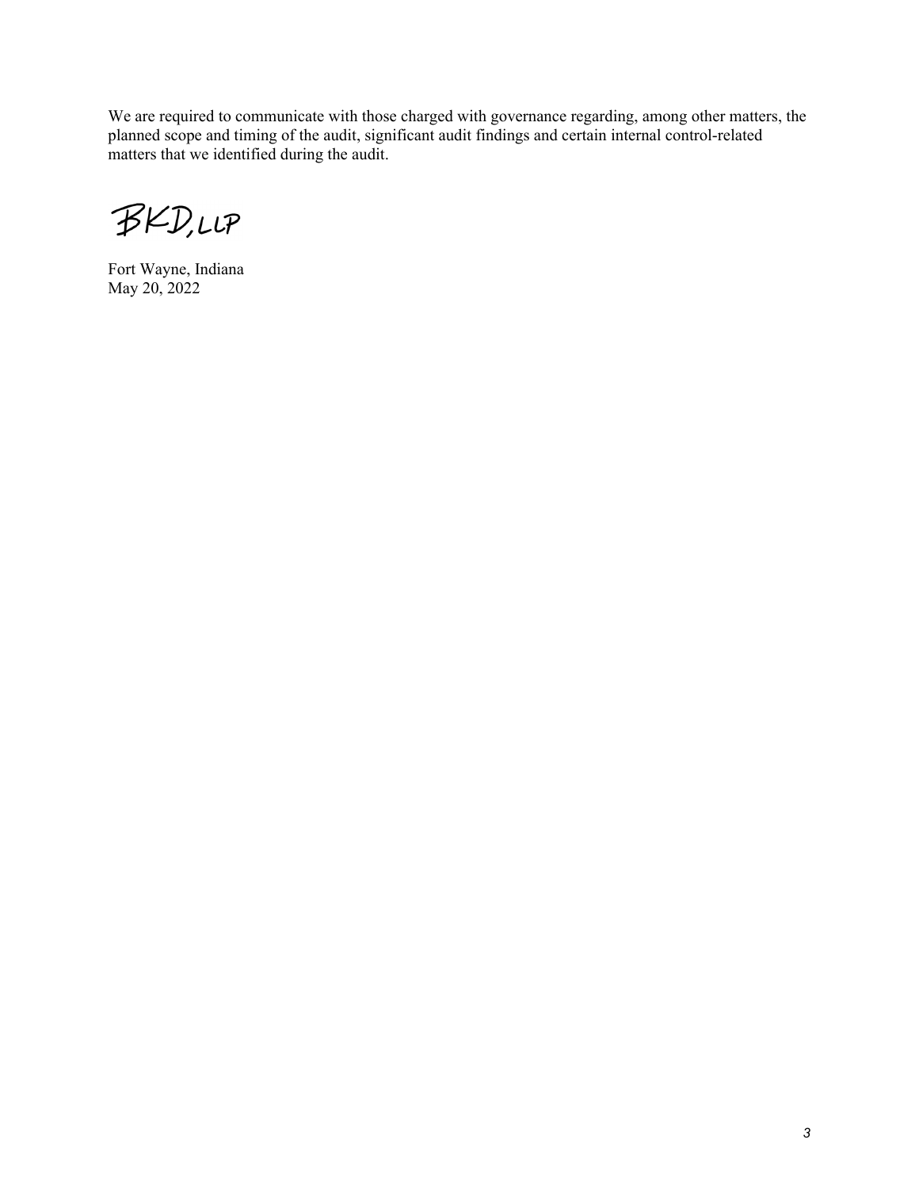We are required to communicate with those charged with governance regarding, among other matters, the planned scope and timing of the audit, significant audit findings and certain internal control-related matters that we identified during the audit.

BKD, LLP

Fort Wayne, Indiana
May 20, 2022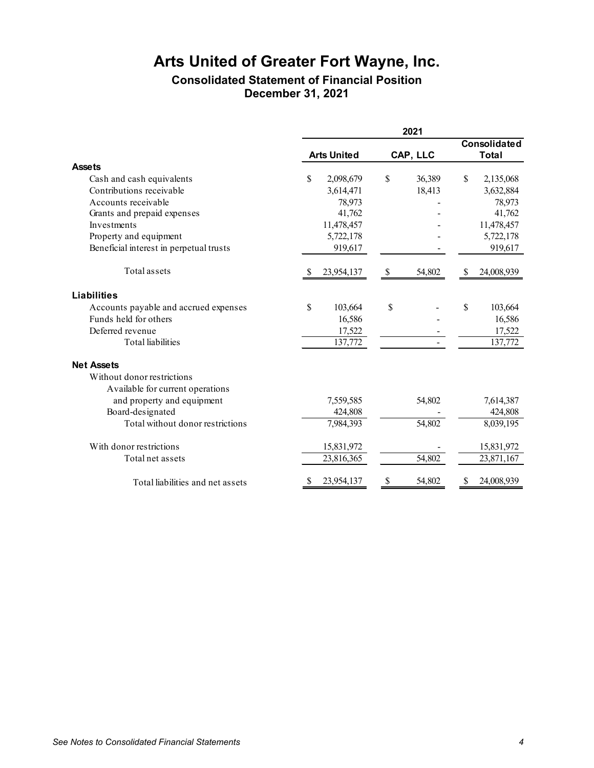# Arts United of Greater Fort Wayne, Inc.

## Consolidated Statement of Financial Position
## December 31, 2021

| | 2021 | | |
|---|---|---|---|
| | Arts United | CAP, LLC | Consolidated Total |
| **Assets** | | | |
| Cash and cash equivalents | $ 2,098,679 | $ 36,389 | $ 2,135,068 |
| Contributions receivable | 3,614,471 | 18,413 | 3,632,884 |
| Accounts receivable | 78,973 | - | 78,973 |
| Grants and prepaid expenses | 41,762 | - | 41,762 |
| Investments | 11,478,457 | - | 11,478,457 |
| Property and equipment | 5,722,178 | - | 5,722,178 |
| Beneficial interest in perpetual trusts | 919,617 | - | 919,617 |
| Total assets | $ 23,954,137 | $ 54,802 | $ 24,008,939 |
| **Liabilities** | | | |
| Accounts payable and accrued expenses | $ 103,664 | $ - | $ 103,664 |
| Funds held for others | 16,586 | - | 16,586 |
| Deferred revenue | 17,522 | - | 17,522 |
| Total liabilities | 137,772 | - | 137,772 |
| **Net Assets** | | | |
| Without donor restrictions | | | |
| Available for current operations and property and equipment | 7,559,585 | 54,802 | 7,614,387 |
| Board-designated | 424,808 | - | 424,808 |
| Total without donor restrictions | 7,984,393 | 54,802 | 8,039,195 |
| With donor restrictions | 15,831,972 | - | 15,831,972 |
| Total net assets | 23,816,365 | 54,802 | 23,871,167 |
| Total liabilities and net assets | $ 23,954,137 | $ 54,802 | $ 24,008,939 |

*See Notes to Consolidated Financial Statements*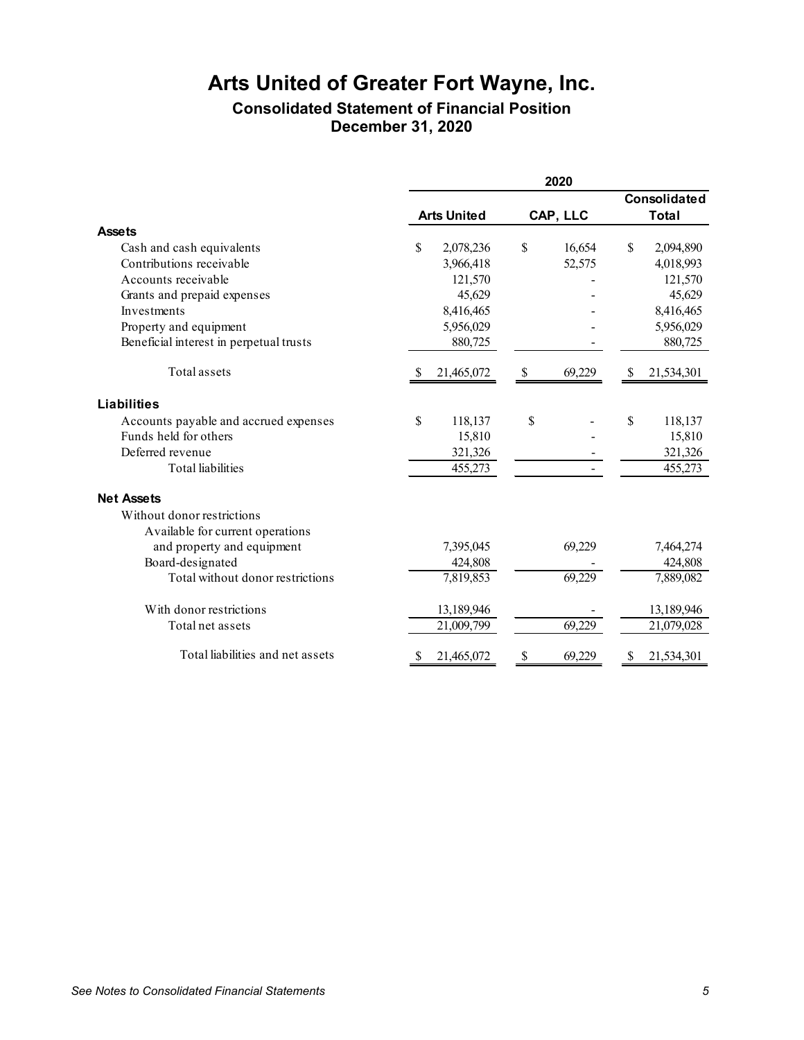# Arts United of Greater Fort Wayne, Inc.

## Consolidated Statement of Financial Position
## December 31, 2020

| | 2020 | | |
|---|---|---|---|
| | Arts United | CAP, LLC | Consolidated Total |
| **Assets** | | | |
| Cash and cash equivalents | $ 2,078,236 | $ 16,654 | $ 2,094,890 |
| Contributions receivable | 3,966,418 | 52,575 | 4,018,993 |
| Accounts receivable | 121,570 | - | 121,570 |
| Grants and prepaid expenses | 45,629 | - | 45,629 |
| Investments | 8,416,465 | - | 8,416,465 |
| Property and equipment | 5,956,029 | - | 5,956,029 |
| Beneficial interest in perpetual trusts | 880,725 | - | 880,725 |
| Total assets | $ 21,465,072 | $ 69,229 | $ 21,534,301 |
| **Liabilities** | | | |
| Accounts payable and accrued expenses | $ 118,137 | $ - | $ 118,137 |
| Funds held for others | 15,810 | - | 15,810 |
| Deferred revenue | 321,326 | - | 321,326 |
| Total liabilities | 455,273 | - | 455,273 |
| **Net Assets** | | | |
| Without donor restrictions | | | |
| Available for current operations and property and equipment | 7,395,045 | 69,229 | 7,464,274 |
| Board-designated | 424,808 | - | 424,808 |
| Total without donor restrictions | 7,819,853 | 69,229 | 7,889,082 |
| With donor restrictions | 13,189,946 | - | 13,189,946 |
| Total net assets | 21,009,799 | 69,229 | 21,079,028 |
| Total liabilities and net assets | $ 21,465,072 | $ 69,229 | $ 21,534,301 |

*See Notes to Consolidated Financial Statements*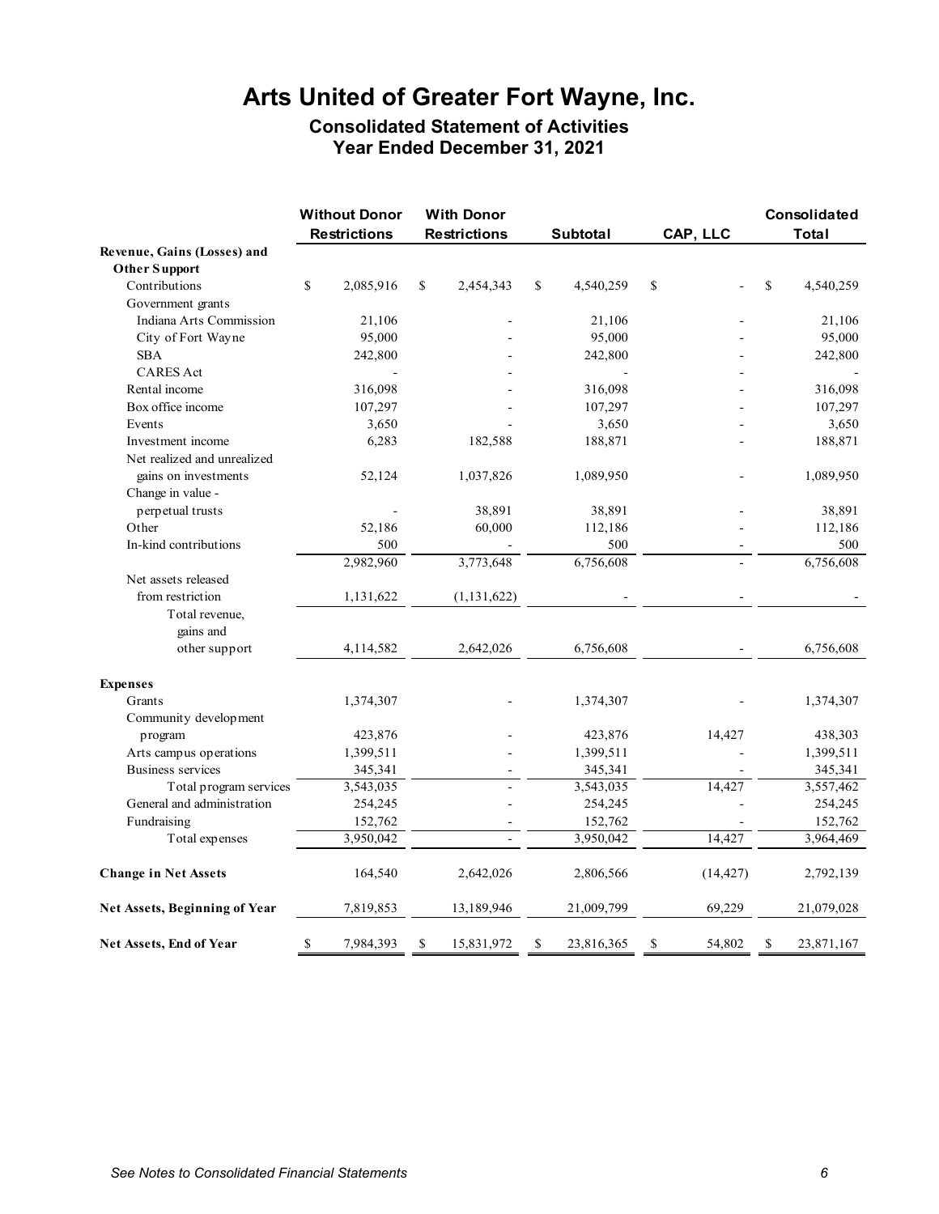# Arts United of Greater Fort Wayne, Inc.

## Consolidated Statement of Activities

## Year Ended December 31, 2021

| | Without Donor Restrictions | With Donor Restrictions | Subtotal | CAP, LLC | Consolidated Total |
|---|---|---|---|---|---|
| **Revenue, Gains (Losses) and Other Support** | | | | | |
| Contributions | $ 2,085,916 | $ 2,454,343 | $ 4,540,259 | $ - | $ 4,540,259 |
| Government grants | | | | | |
| Indiana Arts Commission | 21,106 | - | 21,106 | - | 21,106 |
| City of Fort Wayne | 95,000 | - | 95,000 | - | 95,000 |
| SBA | 242,800 | - | 242,800 | - | 242,800 |
| CARES Act | - | - | - | - | - |
| Rental income | 316,098 | - | 316,098 | - | 316,098 |
| Box office income | 107,297 | - | 107,297 | - | 107,297 |
| Events | 3,650 | - | 3,650 | - | 3,650 |
| Investment income | 6,283 | 182,588 | 188,871 | - | 188,871 |
| Net realized and unrealized gains on investments | 52,124 | 1,037,826 | 1,089,950 | - | 1,089,950 |
| Change in value - perpetual trusts | - | 38,891 | 38,891 | - | 38,891 |
| Other | 52,186 | 60,000 | 112,186 | - | 112,186 |
| In-kind contributions | 500 | - | 500 | - | 500 |
| | 2,982,960 | 3,773,648 | 6,756,608 | - | 6,756,608 |
| Net assets released from restriction | 1,131,622 | (1,131,622) | - | - | - |
| Total revenue, gains and other support | 4,114,582 | 2,642,026 | 6,756,608 | - | 6,756,608 |
| **Expenses** | | | | | |
| Grants | 1,374,307 | - | 1,374,307 | - | 1,374,307 |
| Community development program | 423,876 | - | 423,876 | 14,427 | 438,303 |
| Arts campus operations | 1,399,511 | - | 1,399,511 | - | 1,399,511 |
| Business services | 345,341 | - | 345,341 | - | 345,341 |
| Total program services | 3,543,035 | - | 3,543,035 | 14,427 | 3,557,462 |
| General and administration | 254,245 | - | 254,245 | - | 254,245 |
| Fundraising | 152,762 | - | 152,762 | - | 152,762 |
| Total expenses | 3,950,042 | - | 3,950,042 | 14,427 | 3,964,469 |
| **Change in Net Assets** | 164,540 | 2,642,026 | 2,806,566 | (14,427) | 2,792,139 |
| **Net Assets, Beginning of Year** | 7,819,853 | 13,189,946 | 21,009,799 | 69,229 | 21,079,028 |
| **Net Assets, End of Year** | $ 7,984,393 | $ 15,831,972 | $ 23,816,365 | $ 54,802 | $ 23,871,167 |

*See Notes to Consolidated Financial Statements*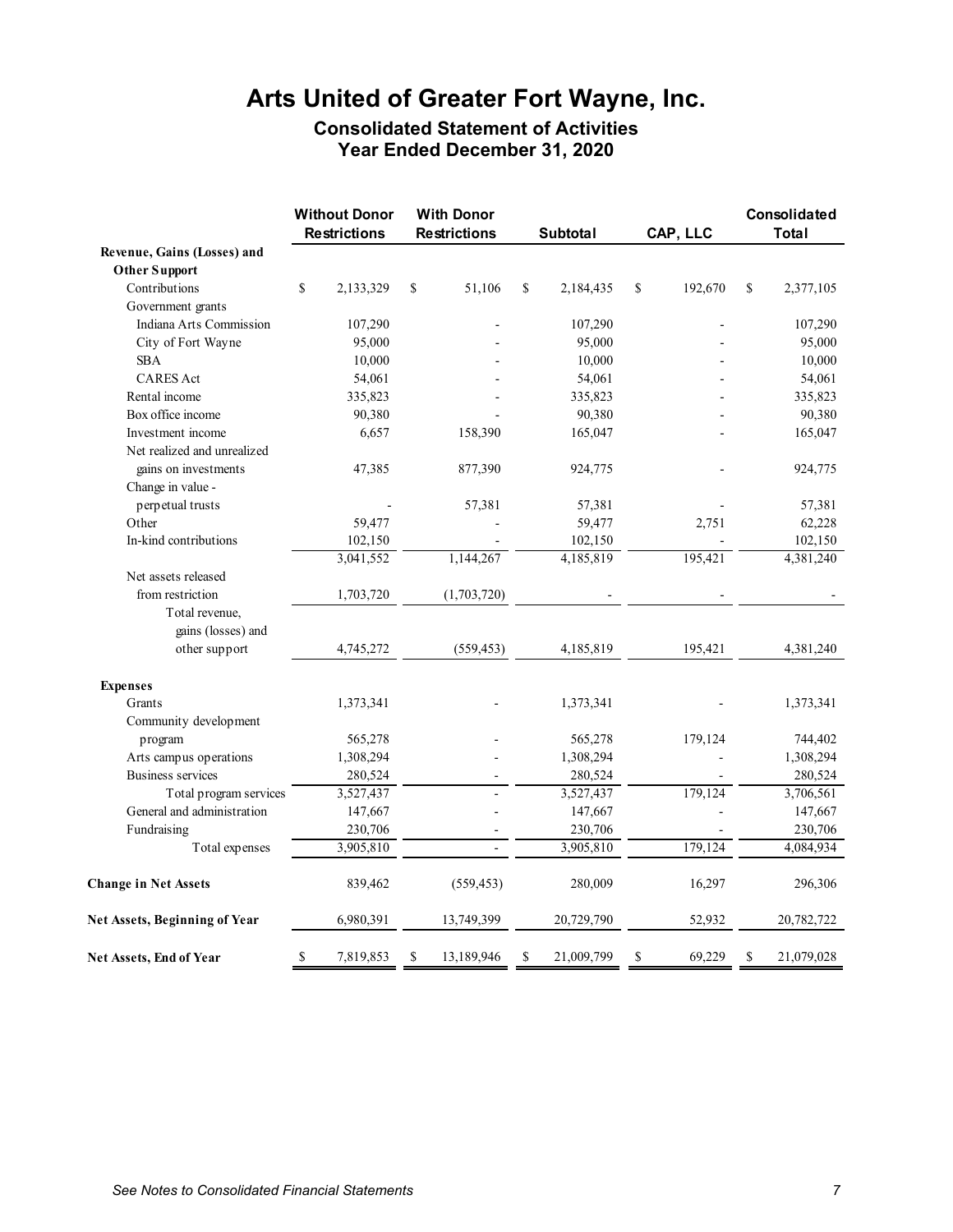# Arts United of Greater Fort Wayne, Inc.

## Consolidated Statement of Activities
## Year Ended December 31, 2020

| | Without Donor Restrictions | With Donor Restrictions | Subtotal | CAP, LLC | Consolidated Total |
|---|---|---|---|---|---|
| **Revenue, Gains (Losses) and Other Support** | | | | | |
| Contributions | $ 2,133,329 | $ 51,106 | $ 2,184,435 | $ 192,670 | $ 2,377,105 |
| Government grants | | | | | |
| Indiana Arts Commission | 107,290 | - | 107,290 | - | 107,290 |
| City of Fort Wayne | 95,000 | - | 95,000 | - | 95,000 |
| SBA | 10,000 | - | 10,000 | - | 10,000 |
| CARES Act | 54,061 | - | 54,061 | - | 54,061 |
| Rental income | 335,823 | - | 335,823 | - | 335,823 |
| Box office income | 90,380 | - | 90,380 | - | 90,380 |
| Investment income | 6,657 | 158,390 | 165,047 | - | 165,047 |
| Net realized and unrealized gains on investments | 47,385 | 877,390 | 924,775 | - | 924,775 |
| Change in value - perpetual trusts | - | 57,381 | 57,381 | - | 57,381 |
| Other | 59,477 | - | 59,477 | 2,751 | 62,228 |
| In-kind contributions | 102,150 | - | 102,150 | - | 102,150 |
| | 3,041,552 | 1,144,267 | 4,185,819 | 195,421 | 4,381,240 |
| Net assets released from restriction | 1,703,720 | (1,703,720) | - | - | - |
| Total revenue, gains (losses) and other support | 4,745,272 | (559,453) | 4,185,819 | 195,421 | 4,381,240 |
| **Expenses** | | | | | |
| Grants | 1,373,341 | - | 1,373,341 | - | 1,373,341 |
| Community development program | 565,278 | - | 565,278 | 179,124 | 744,402 |
| Arts campus operations | 1,308,294 | - | 1,308,294 | - | 1,308,294 |
| Business services | 280,524 | - | 280,524 | - | 280,524 |
| Total program services | 3,527,437 | - | 3,527,437 | 179,124 | 3,706,561 |
| General and administration | 147,667 | - | 147,667 | - | 147,667 |
| Fundraising | 230,706 | - | 230,706 | - | 230,706 |
| Total expenses | 3,905,810 | - | 3,905,810 | 179,124 | 4,084,934 |
| **Change in Net Assets** | 839,462 | (559,453) | 280,009 | 16,297 | 296,306 |
| **Net Assets, Beginning of Year** | 6,980,391 | 13,749,399 | 20,729,790 | 52,932 | 20,782,722 |
| **Net Assets, End of Year** | $ 7,819,853 | $ 13,189,946 | $ 21,009,799 | $ 69,229 | $ 21,079,028 |

*See Notes to Consolidated Financial Statements*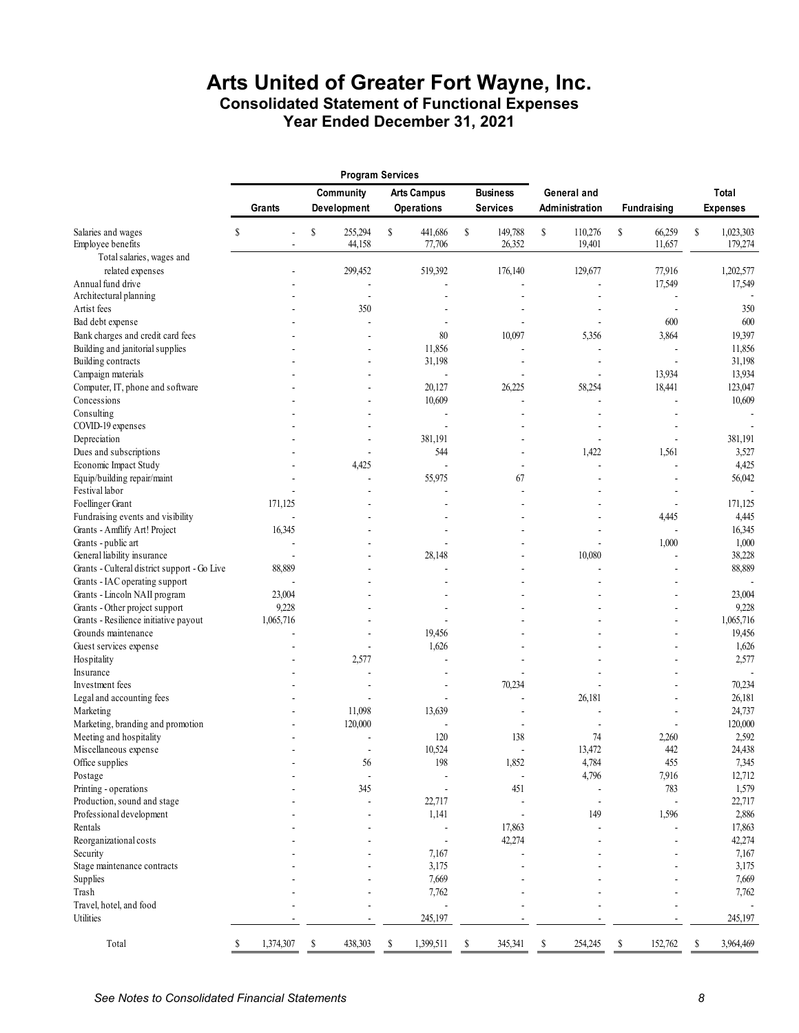# Arts United of Greater Fort Wayne, Inc.
## Consolidated Statement of Functional Expenses
## Year Ended December 31, 2021

| | Program Services | | | | | | |
|---|---|---|---|---|---|---|---|
| | Grants | Community Development | Arts Campus Operations | Business Services | General and Administration | Fundraising | Total Expenses |
| Salaries and wages | $ - | $ 255,294 | $ 441,686 | $ 149,788 | $ 110,276 | $ 66,259 | $ 1,023,303 |
| Employee benefits | - | 44,158 | 77,706 | 26,352 | 19,401 | 11,657 | 179,274 |
| Total salaries, wages and related expenses | - | 299,452 | 519,392 | 176,140 | 129,677 | 77,916 | 1,202,577 |
| Annual fund drive | - | - | - | - | - | 17,549 | 17,549 |
| Architectural planning | - | - | - | - | - | - | - |
| Artist fees | - | 350 | - | - | - | - | 350 |
| Bad debt expense | - | - | - | - | - | 600 | 600 |
| Bank charges and credit card fees | - | - | 80 | 10,097 | 5,356 | 3,864 | 19,397 |
| Building and janitorial supplies | - | - | 11,856 | - | - | - | 11,856 |
| Building contracts | - | - | 31,198 | - | - | - | 31,198 |
| Campaign materials | - | - | - | - | - | 13,934 | 13,934 |
| Computer, IT, phone and software | - | - | 20,127 | 26,225 | 58,254 | 18,441 | 123,047 |
| Concessions | - | - | 10,609 | - | - | - | 10,609 |
| Consulting | - | - | - | - | - | - | - |
| COVID-19 expenses | - | - | - | - | - | - | - |
| Depreciation | - | - | 381,191 | - | - | - | 381,191 |
| Dues and subscriptions | - | - | 544 | - | 1,422 | 1,561 | 3,527 |
| Economic Impact Study | - | 4,425 | - | - | - | - | 4,425 |
| Equip/building repair/maint | - | - | 55,975 | 67 | - | - | 56,042 |
| Festival labor | - | - | - | - | - | - | - |
| Foellinger Grant | 171,125 | - | - | - | - | - | 171,125 |
| Fundraising events and visibility | - | - | - | - | - | 4,445 | 4,445 |
| Grants - Amflify Art! Project | 16,345 | - | - | - | - | - | 16,345 |
| Grants - public art | - | - | - | - | - | 1,000 | 1,000 |
| General liability insurance | - | - | 28,148 | - | 10,080 | - | 38,228 |
| Grants - Cultearl district support - Go Live | 88,889 | - | - | - | - | - | 88,889 |
| Grants - IAC operating support | - | - | - | - | - | - | - |
| Grants - Lincoln NAII program | 23,004 | - | - | - | - | - | 23,004 |
| Grants - Other project support | 9,228 | - | - | - | - | - | 9,228 |
| Grants - Resilience initiative payout | 1,065,716 | - | - | - | - | - | 1,065,716 |
| Grounds maintenance | - | - | 19,456 | - | - | - | 19,456 |
| Guest services expense | - | - | 1,626 | - | - | - | 1,626 |
| Hospitality | - | 2,577 | - | - | - | - | 2,577 |
| Insurance | - | - | - | - | - | - | - |
| Investment fees | - | - | - | 70,234 | - | - | 70,234 |
| Legal and accounting fees | - | - | - | - | 26,181 | - | 26,181 |
| Marketing | - | 11,098 | 13,639 | - | - | - | 24,737 |
| Marketing, branding and promotion | - | 120,000 | - | - | - | - | 120,000 |
| Meeting and hospitality | - | - | 120 | 138 | 74 | 2,260 | 2,592 |
| Miscellaneous expense | - | - | 10,524 | - | 13,472 | 442 | 24,438 |
| Office supplies | - | 56 | 198 | 1,852 | 4,784 | 455 | 7,345 |
| Postage | - | - | - | - | 4,796 | 7,916 | 12,712 |
| Printing - operations | - | 345 | - | 451 | - | 783 | 1,579 |
| Production, sound and stage | - | - | 22,717 | - | - | - | 22,717 |
| Professional development | - | - | 1,141 | - | 149 | 1,596 | 2,886 |
| Rentals | - | - | - | 17,863 | - | - | 17,863 |
| Reorganizational costs | - | - | - | 42,274 | - | - | 42,274 |
| Security | - | - | 7,167 | - | - | - | 7,167 |
| Stage maintenance contracts | - | - | 3,175 | - | - | - | 3,175 |
| Supplies | - | - | 7,669 | - | - | - | 7,669 |
| Trash | - | - | 7,762 | - | - | - | 7,762 |
| Travel, hotel, and food | - | - | - | - | - | - | - |
| Utilities | - | - | 245,197 | - | - | - | 245,197 |
| Total | $ 1,374,307 | $ 438,303 | $ 1,399,511 | $ 345,341 | $ 254,245 | $ 152,762 | $ 3,964,469 |

*See Notes to Consolidated Financial Statements*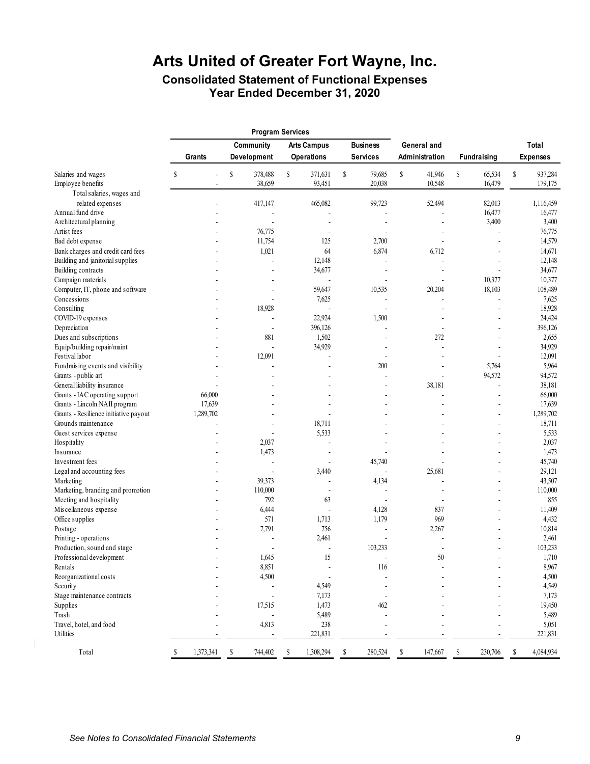# Arts United of Greater Fort Wayne, Inc.

## Consolidated Statement of Functional Expenses
## Year Ended December 31, 2020

| | Program Services | | | | | | |
|---|---|---|---|---|---|---|---|
| | Grants | Community Development | Arts Campus Operations | Business Services | General and Administration | Fundraising | Total Expenses |
| Salaries and wages | $ - | $ 378,488 | $ 371,631 | $ 79,685 | $ 41,946 | $ 65,534 | $ 937,284 |
| Employee benefits | - | 38,659 | 93,451 | 20,038 | 10,548 | 16,479 | 179,175 |
| Total salaries, wages and related expenses | - | 417,147 | 465,082 | 99,723 | 52,494 | 82,013 | 1,116,459 |
| Annual fund drive | - | - | - | - | - | 16,477 | 16,477 |
| Architectural planning | - | - | - | - | - | 3,400 | 3,400 |
| Artist fees | - | 76,775 | - | - | - | - | 76,775 |
| Bad debt expense | - | 11,754 | 125 | 2,700 | - | - | 14,579 |
| Bank charges and credit card fees | - | 1,021 | 64 | 6,874 | 6,712 | - | 14,671 |
| Building and janitorial supplies | - | - | 12,148 | - | - | - | 12,148 |
| Building contracts | - | - | 34,677 | - | - | - | 34,677 |
| Campaign materials | - | - | - | - | - | 10,377 | 10,377 |
| Computer, IT, phone and software | - | - | 59,647 | 10,535 | 20,204 | 18,103 | 108,489 |
| Concessions | - | - | 7,625 | - | - | - | 7,625 |
| Consulting | - | 18,928 | - | - | - | - | 18,928 |
| COVID-19 expenses | - | - | 22,924 | 1,500 | - | - | 24,424 |
| Depreciation | - | - | 396,126 | - | - | - | 396,126 |
| Dues and subscriptions | - | 881 | 1,502 | - | 272 | - | 2,655 |
| Equip/building repair/maint | - | - | 34,929 | - | - | - | 34,929 |
| Festival labor | - | 12,091 | - | - | - | - | 12,091 |
| Fundraising events and visibility | - | - | - | 200 | - | 5,764 | 5,964 |
| Grants - public art | - | - | - | - | - | 94,572 | 94,572 |
| General liability insurance | - | - | - | - | 38,181 | - | 38,181 |
| Grants - IAC operating support | 66,000 | - | - | - | - | - | 66,000 |
| Grants - Lincoln NAII program | 17,639 | - | - | - | - | - | 17,639 |
| Grants - Resilience initiative payout | 1,289,702 | - | - | - | - | - | 1,289,702 |
| Grounds maintenance | - | - | 18,711 | - | - | - | 18,711 |
| Guest services expense | - | - | 5,533 | - | - | - | 5,533 |
| Hospitality | - | 2,037 | - | - | - | - | 2,037 |
| Insurance | - | 1,473 | - | - | - | - | 1,473 |
| Investment fees | - | - | - | 45,740 | - | - | 45,740 |
| Legal and accounting fees | - | - | 3,440 | - | 25,681 | - | 29,121 |
| Marketing | - | 39,373 | - | 4,134 | - | - | 43,507 |
| Marketing, branding and promotion | - | 110,000 | - | - | - | - | 110,000 |
| Meeting and hospitality | - | 792 | 63 | - | - | - | 855 |
| Miscellaneous expense | - | 6,444 | - | 4,128 | 837 | - | 11,409 |
| Office supplies | - | 571 | 1,713 | 1,179 | 969 | - | 4,432 |
| Postage | - | 7,791 | 756 | - | 2,267 | - | 10,814 |
| Printing - operations | - | - | 2,461 | - | - | - | 2,461 |
| Production, sound and stage | - | - | - | 103,233 | - | - | 103,233 |
| Professional development | - | 1,645 | 15 | - | 50 | - | 1,710 |
| Rentals | - | 8,851 | - | 116 | - | - | 8,967 |
| Reorganizational costs | - | 4,500 | - | - | - | - | 4,500 |
| Security | - | - | 4,549 | - | - | - | 4,549 |
| Stage maintenance contracts | - | - | 7,173 | - | - | - | 7,173 |
| Supplies | - | 17,515 | 1,473 | 462 | - | - | 19,450 |
| Trash | - | - | 5,489 | - | - | - | 5,489 |
| Travel, hotel, and food | - | 4,813 | 238 | - | - | - | 5,051 |
| Utilities | - | - | 221,831 | - | - | - | 221,831 |
| Total | $ 1,373,341 | $ 744,402 | $ 1,308,294 | $ 280,524 | $ 147,667 | $ 230,706 | $ 4,084,934 |

*See Notes to Consolidated Financial Statements*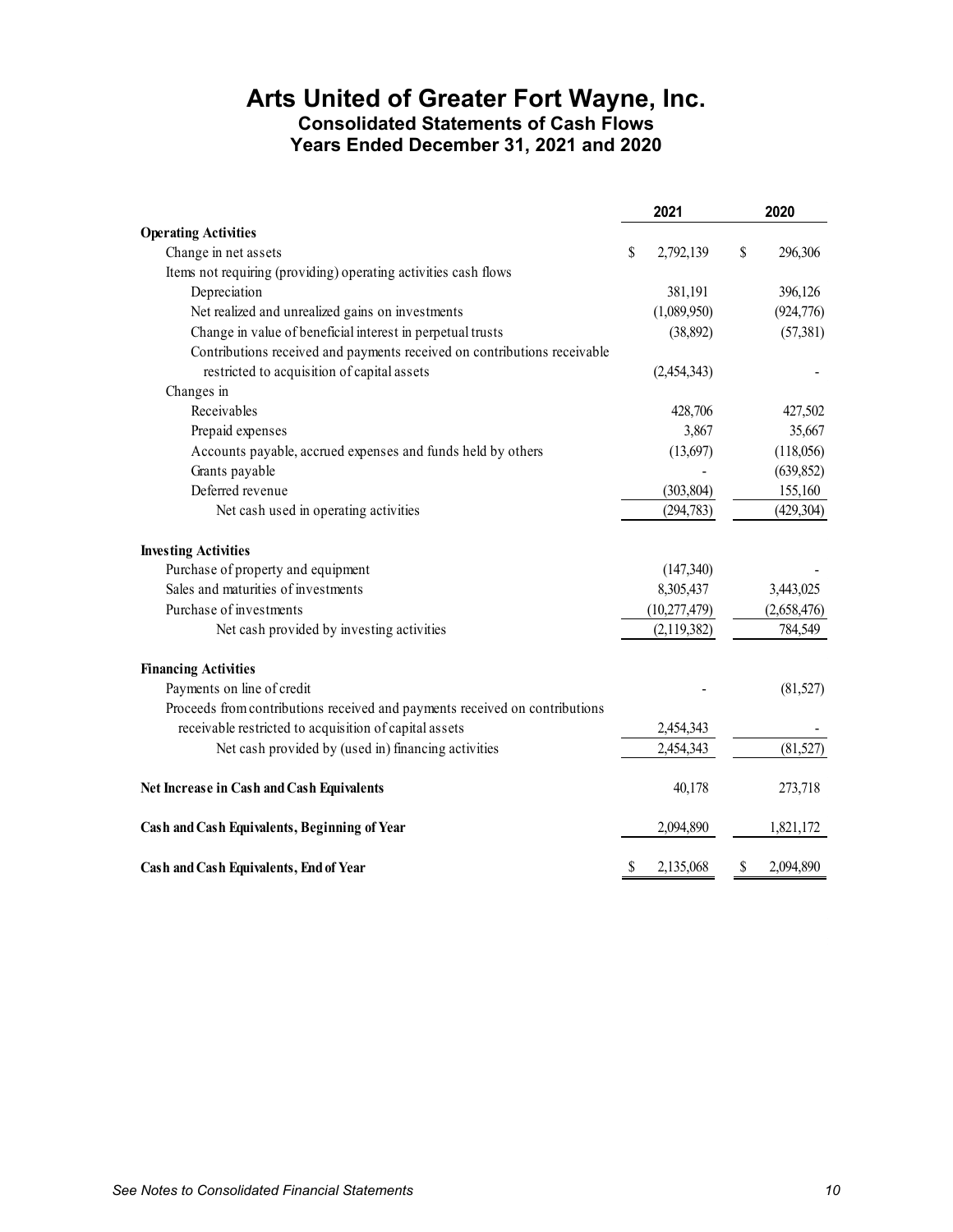# Arts United of Greater Fort Wayne, Inc.

## Consolidated Statements of Cash Flows

## Years Ended December 31, 2021 and 2020

| | 2021 | 2020 |
|---|---|---|
| **Operating Activities** | | |
| Change in net assets | $ 2,792,139 | $ 296,306 |
| Items not requiring (providing) operating activities cash flows | | |
| Depreciation | 381,191 | 396,126 |
| Net realized and unrealized gains on investments | (1,089,950) | (924,776) |
| Change in value of beneficial interest in perpetual trusts | (38,892) | (57,381) |
| Contributions received and payments received on contributions receivable restricted to acquisition of capital assets | (2,454,343) | - |
| Changes in | | |
| Receivables | 428,706 | 427,502 |
| Prepaid expenses | 3,867 | 35,667 |
| Accounts payable, accrued expenses and funds held by others | (13,697) | (118,056) |
| Grants payable | - | (639,852) |
| Deferred revenue | (303,804) | 155,160 |
| Net cash used in operating activities | (294,783) | (429,304) |
| **Investing Activities** | | |
| Purchase of property and equipment | (147,340) | - |
| Sales and maturities of investments | 8,305,437 | 3,443,025 |
| Purchase of investments | (10,277,479) | (2,658,476) |
| Net cash provided by investing activities | (2,119,382) | 784,549 |
| **Financing Activities** | | |
| Payments on line of credit | - | (81,527) |
| Proceeds from contributions received and payments received on contributions receivable restricted to acquisition of capital assets | 2,454,343 | - |
| Net cash provided by (used in) financing activities | 2,454,343 | (81,527) |
| **Net Increase in Cash and Cash Equivalents** | 40,178 | 273,718 |
| **Cash and Cash Equivalents, Beginning of Year** | 2,094,890 | 1,821,172 |
| **Cash and Cash Equivalents, End of Year** | $ 2,135,068 | $ 2,094,890 |

*See Notes to Consolidated Financial Statements*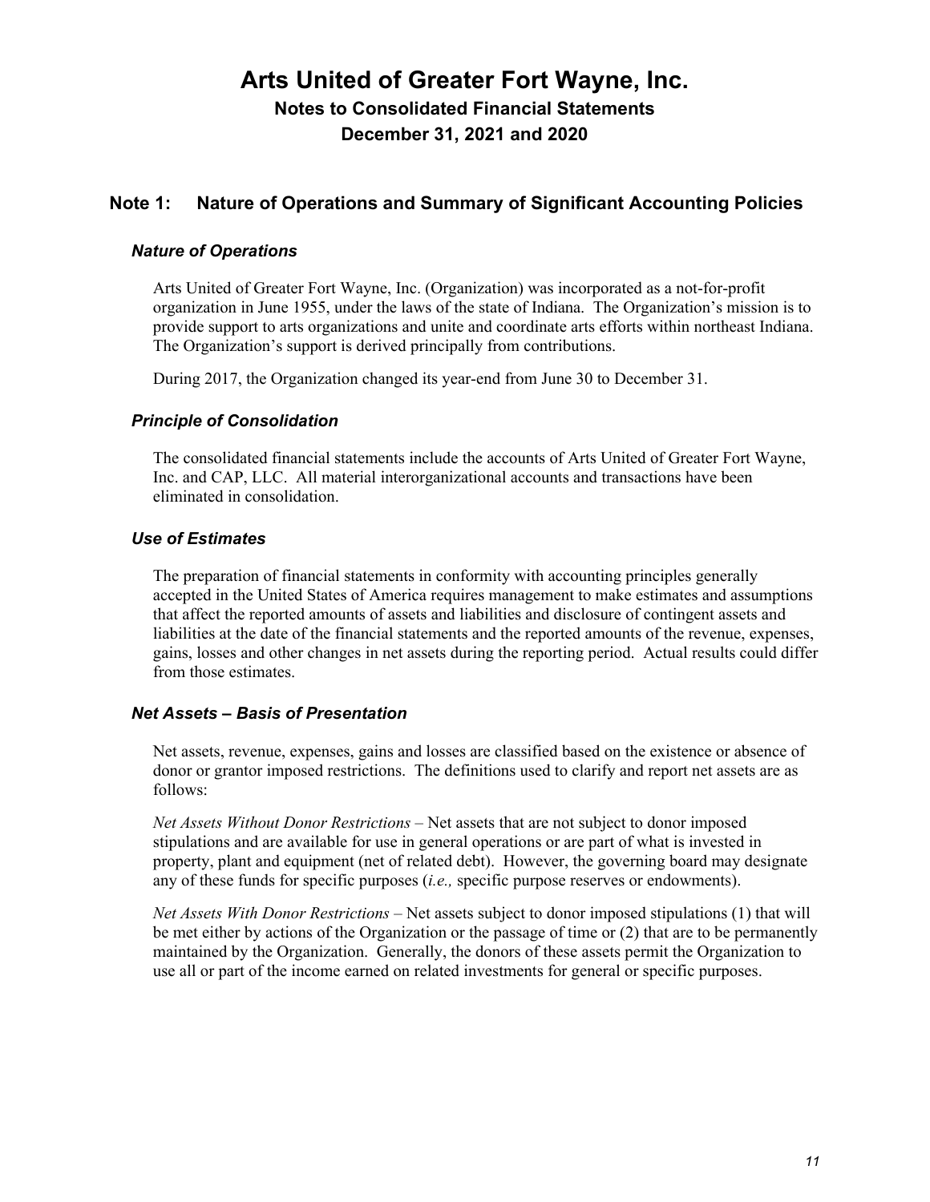# Arts United of Greater Fort Wayne, Inc.

## Notes to Consolidated Financial Statements

## December 31, 2021 and 2020

## Note 1: Nature of Operations and Summary of Significant Accounting Policies

### *Nature of Operations*

Arts United of Greater Fort Wayne, Inc. (Organization) was incorporated as a not-for-profit organization in June 1955, under the laws of the state of Indiana. The Organization's mission is to provide support to arts organizations and unite and coordinate arts efforts within northeast Indiana. The Organization's support is derived principally from contributions.

During 2017, the Organization changed its year-end from June 30 to December 31.

### *Principle of Consolidation*

The consolidated financial statements include the accounts of Arts United of Greater Fort Wayne, Inc. and CAP, LLC. All material interorganizational accounts and transactions have been eliminated in consolidation.

### *Use of Estimates*

The preparation of financial statements in conformity with accounting principles generally accepted in the United States of America requires management to make estimates and assumptions that affect the reported amounts of assets and liabilities and disclosure of contingent assets and liabilities at the date of the financial statements and the reported amounts of the revenue, expenses, gains, losses and other changes in net assets during the reporting period. Actual results could differ from those estimates.

### *Net Assets – Basis of Presentation*

Net assets, revenue, expenses, gains and losses are classified based on the existence or absence of donor or grantor imposed restrictions. The definitions used to clarify and report net assets are as follows:

*Net Assets Without Donor Restrictions* – Net assets that are not subject to donor imposed stipulations and are available for use in general operations or are part of what is invested in property, plant and equipment (net of related debt). However, the governing board may designate any of these funds for specific purposes (*i.e.,* specific purpose reserves or endowments).

*Net Assets With Donor Restrictions* – Net assets subject to donor imposed stipulations (1) that will be met either by actions of the Organization or the passage of time or (2) that are to be permanently maintained by the Organization. Generally, the donors of these assets permit the Organization to use all or part of the income earned on related investments for general or specific purposes.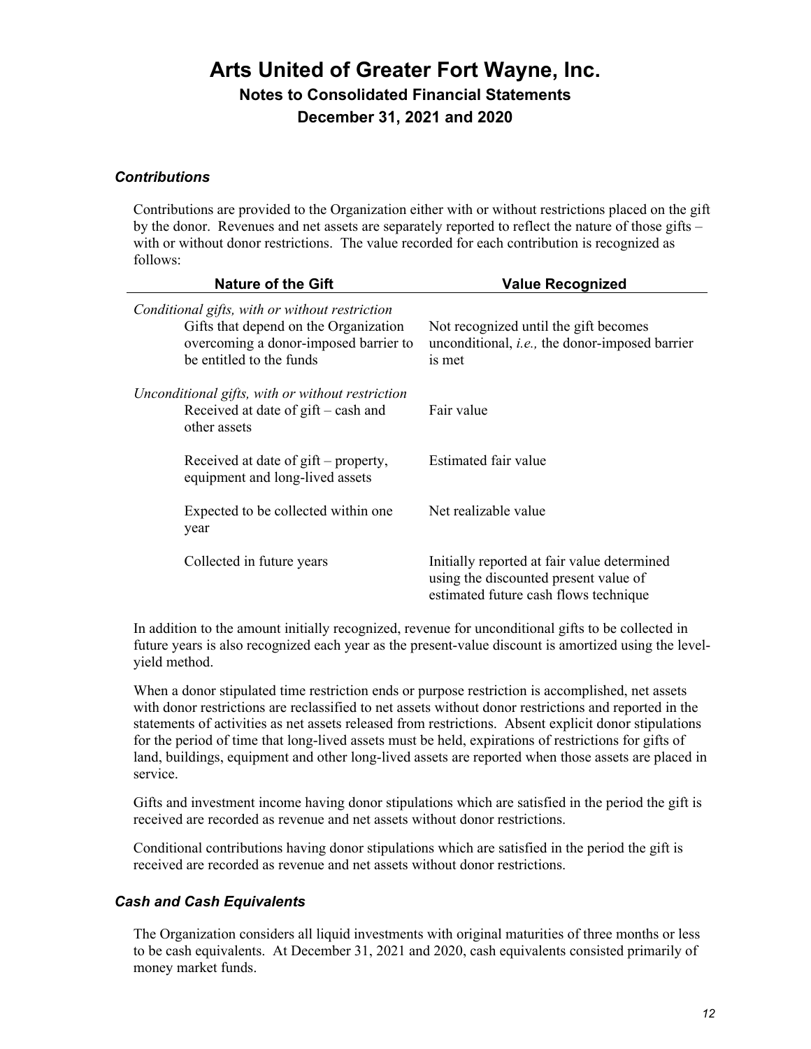# Arts United of Greater Fort Wayne, Inc.

## Notes to Consolidated Financial Statements

## December 31, 2021 and 2020

### *Contributions*

Contributions are provided to the Organization either with or without restrictions placed on the gift by the donor. Revenues and net assets are separately reported to reflect the nature of those gifts – with or without donor restrictions. The value recorded for each contribution is recognized as follows:

| Nature of the Gift | Value Recognized |
|---|---|
| *Conditional gifts, with or without restriction* | |
| Gifts that depend on the Organization overcoming a donor-imposed barrier to be entitled to the funds | Not recognized until the gift becomes unconditional, *i.e.,* the donor-imposed barrier is met |
| *Unconditional gifts, with or without restriction* | |
| Received at date of gift – cash and other assets | Fair value |
| Received at date of gift – property, equipment and long-lived assets | Estimated fair value |
| Expected to be collected within one year | Net realizable value |
| Collected in future years | Initially reported at fair value determined using the discounted present value of estimated future cash flows technique |

In addition to the amount initially recognized, revenue for unconditional gifts to be collected in future years is also recognized each year as the present-value discount is amortized using the level-yield method.

When a donor stipulated time restriction ends or purpose restriction is accomplished, net assets with donor restrictions are reclassified to net assets without donor restrictions and reported in the statements of activities as net assets released from restrictions. Absent explicit donor stipulations for the period of time that long-lived assets must be held, expirations of restrictions for gifts of land, buildings, equipment and other long-lived assets are reported when those assets are placed in service.

Gifts and investment income having donor stipulations which are satisfied in the period the gift is received are recorded as revenue and net assets without donor restrictions.

Conditional contributions having donor stipulations which are satisfied in the period the gift is received are recorded as revenue and net assets without donor restrictions.

### *Cash and Cash Equivalents*

The Organization considers all liquid investments with original maturities of three months or less to be cash equivalents. At December 31, 2021 and 2020, cash equivalents consisted primarily of money market funds.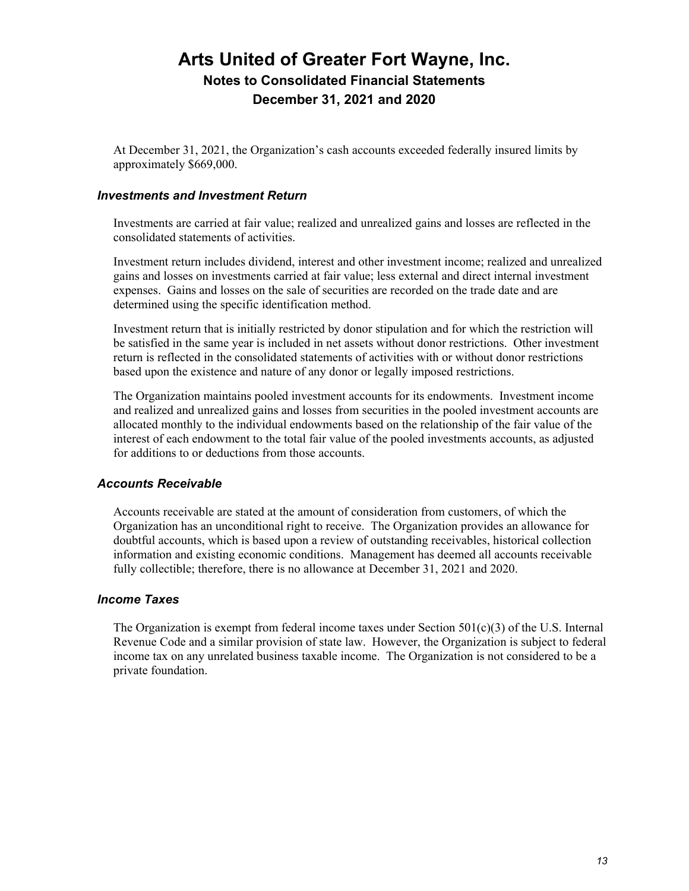At December 31, 2021, the Organization's cash accounts exceeded federally insured limits by approximately $669,000.

### *Investments and Investment Return*

Investments are carried at fair value; realized and unrealized gains and losses are reflected in the consolidated statements of activities.

Investment return includes dividend, interest and other investment income; realized and unrealized gains and losses on investments carried at fair value; less external and direct internal investment expenses. Gains and losses on the sale of securities are recorded on the trade date and are determined using the specific identification method.

Investment return that is initially restricted by donor stipulation and for which the restriction will be satisfied in the same year is included in net assets without donor restrictions. Other investment return is reflected in the consolidated statements of activities with or without donor restrictions based upon the existence and nature of any donor or legally imposed restrictions.

The Organization maintains pooled investment accounts for its endowments. Investment income and realized and unrealized gains and losses from securities in the pooled investment accounts are allocated monthly to the individual endowments based on the relationship of the fair value of the interest of each endowment to the total fair value of the pooled investments accounts, as adjusted for additions to or deductions from those accounts.

### *Accounts Receivable*

Accounts receivable are stated at the amount of consideration from customers, of which the Organization has an unconditional right to receive. The Organization provides an allowance for doubtful accounts, which is based upon a review of outstanding receivables, historical collection information and existing economic conditions. Management has deemed all accounts receivable fully collectible; therefore, there is no allowance at December 31, 2021 and 2020.

### *Income Taxes*

The Organization is exempt from federal income taxes under Section 501(c)(3) of the U.S. Internal Revenue Code and a similar provision of state law. However, the Organization is subject to federal income tax on any unrelated business taxable income. The Organization is not considered to be a private foundation.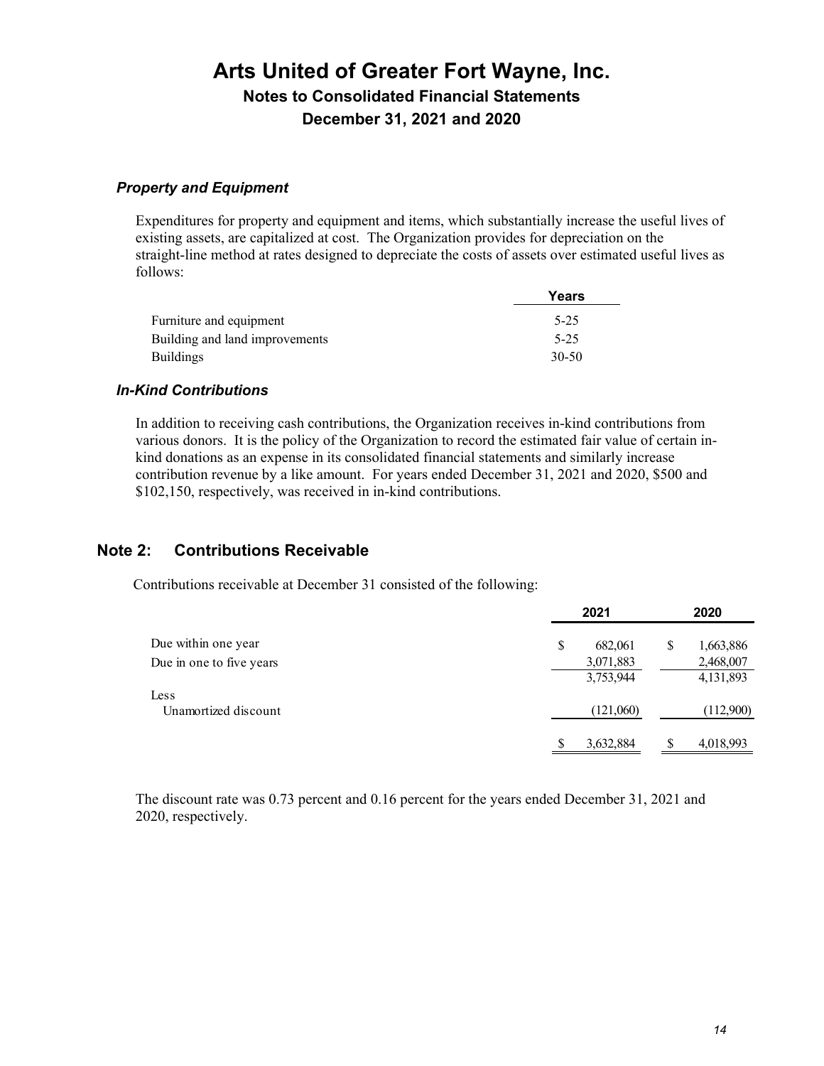# Arts United of Greater Fort Wayne, Inc.

## Notes to Consolidated Financial Statements

## December 31, 2021 and 2020

### *Property and Equipment*

Expenditures for property and equipment and items, which substantially increase the useful lives of existing assets, are capitalized at cost. The Organization provides for depreciation on the straight-line method at rates designed to depreciate the costs of assets over estimated useful lives as follows:

| | Years |
|---|---|
| Furniture and equipment | 5-25 |
| Building and land improvements | 5-25 |
| Buildings | 30-50 |

### *In-Kind Contributions*

In addition to receiving cash contributions, the Organization receives in-kind contributions from various donors. It is the policy of the Organization to record the estimated fair value of certain in-kind donations as an expense in its consolidated financial statements and similarly increase contribution revenue by a like amount. For years ended December 31, 2021 and 2020, $500 and $102,150, respectively, was received in in-kind contributions.

## Note 2: Contributions Receivable

Contributions receivable at December 31 consisted of the following:

| | 2021 | 2020 |
|---|---|---|
| Due within one year | $ 682,061 | $ 1,663,886 |
| Due in one to five years | 3,071,883 | 2,468,007 |
| | 3,753,944 | 4,131,893 |
| Less | | |
| Unamortized discount | (121,060) | (112,900) |
| | $ 3,632,884 | $ 4,018,993 |

The discount rate was 0.73 percent and 0.16 percent for the years ended December 31, 2021 and 2020, respectively.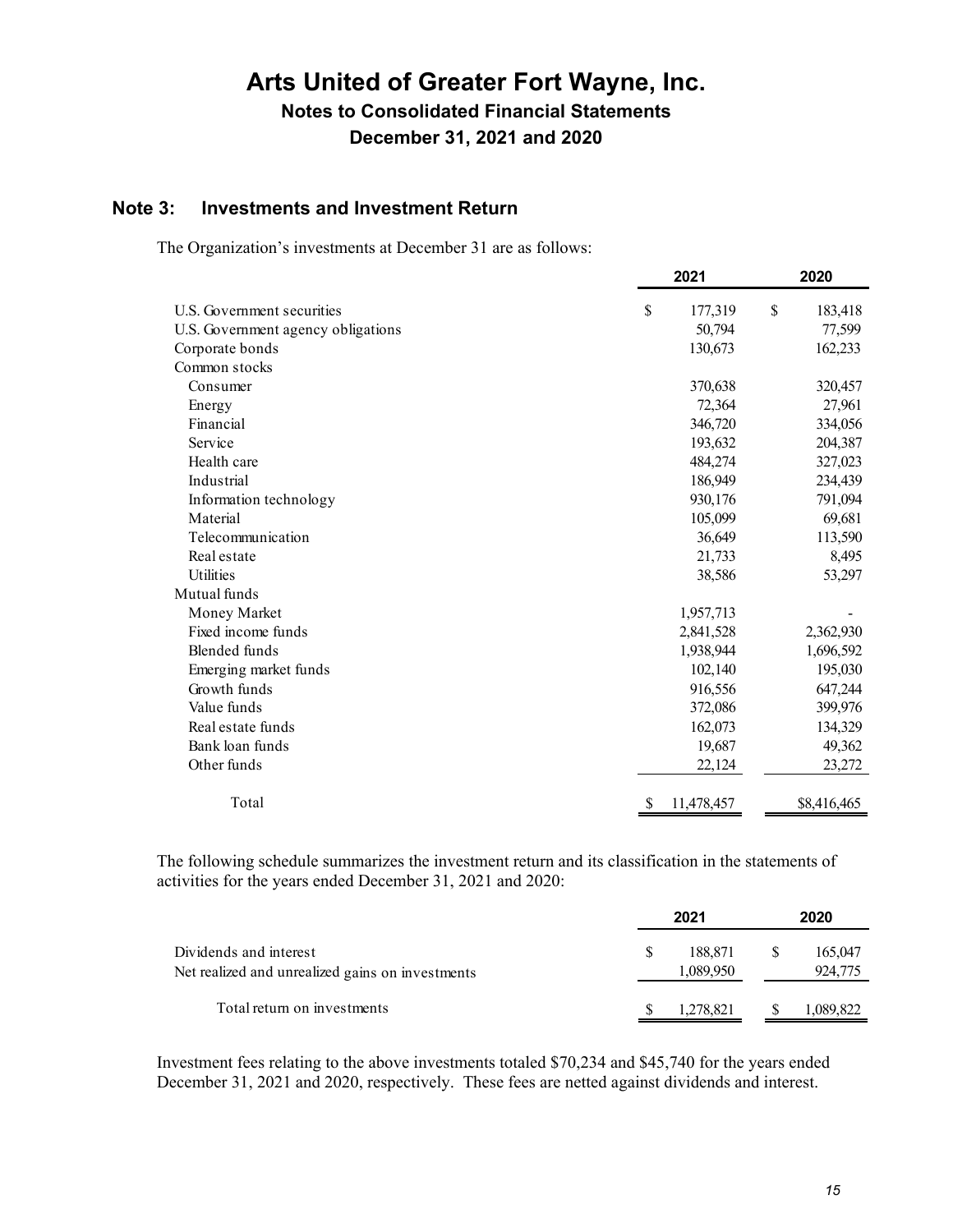# Arts United of Greater Fort Wayne, Inc.

## Notes to Consolidated Financial Statements

## December 31, 2021 and 2020

### Note 3: Investments and Investment Return

The Organization's investments at December 31 are as follows:

| | 2021 | 2020 |
|---|---|---|
| U.S. Government securities | $ 177,319 | $ 183,418 |
| U.S. Government agency obligations | 50,794 | 77,599 |
| Corporate bonds | 130,673 | 162,233 |
| Common stocks | | |
| Consumer | 370,638 | 320,457 |
| Energy | 72,364 | 27,961 |
| Financial | 346,720 | 334,056 |
| Service | 193,632 | 204,387 |
| Health care | 484,274 | 327,023 |
| Industrial | 186,949 | 234,439 |
| Information technology | 930,176 | 791,094 |
| Material | 105,099 | 69,681 |
| Telecommunication | 36,649 | 113,590 |
| Real estate | 21,733 | 8,495 |
| Utilities | 38,586 | 53,297 |
| Mutual funds | | |
| Money Market | 1,957,713 | - |
| Fixed income funds | 2,841,528 | 2,362,930 |
| Blended funds | 1,938,944 | 1,696,592 |
| Emerging market funds | 102,140 | 195,030 |
| Growth funds | 916,556 | 647,244 |
| Value funds | 372,086 | 399,976 |
| Real estate funds | 162,073 | 134,329 |
| Bank loan funds | 19,687 | 49,362 |
| Other funds | 22,124 | 23,272 |
| Total | $ 11,478,457 | $8,416,465 |

The following schedule summarizes the investment return and its classification in the statements of activities for the years ended December 31, 2021 and 2020:

| | 2021 | 2020 |
|---|---|---|
| Dividends and interest | $ 188,871 | $ 165,047 |
| Net realized and unrealized gains on investments | 1,089,950 | 924,775 |
| Total return on investments | $ 1,278,821 | $ 1,089,822 |

Investment fees relating to the above investments totaled $70,234 and $45,740 for the years ended December 31, 2021 and 2020, respectively. These fees are netted against dividends and interest.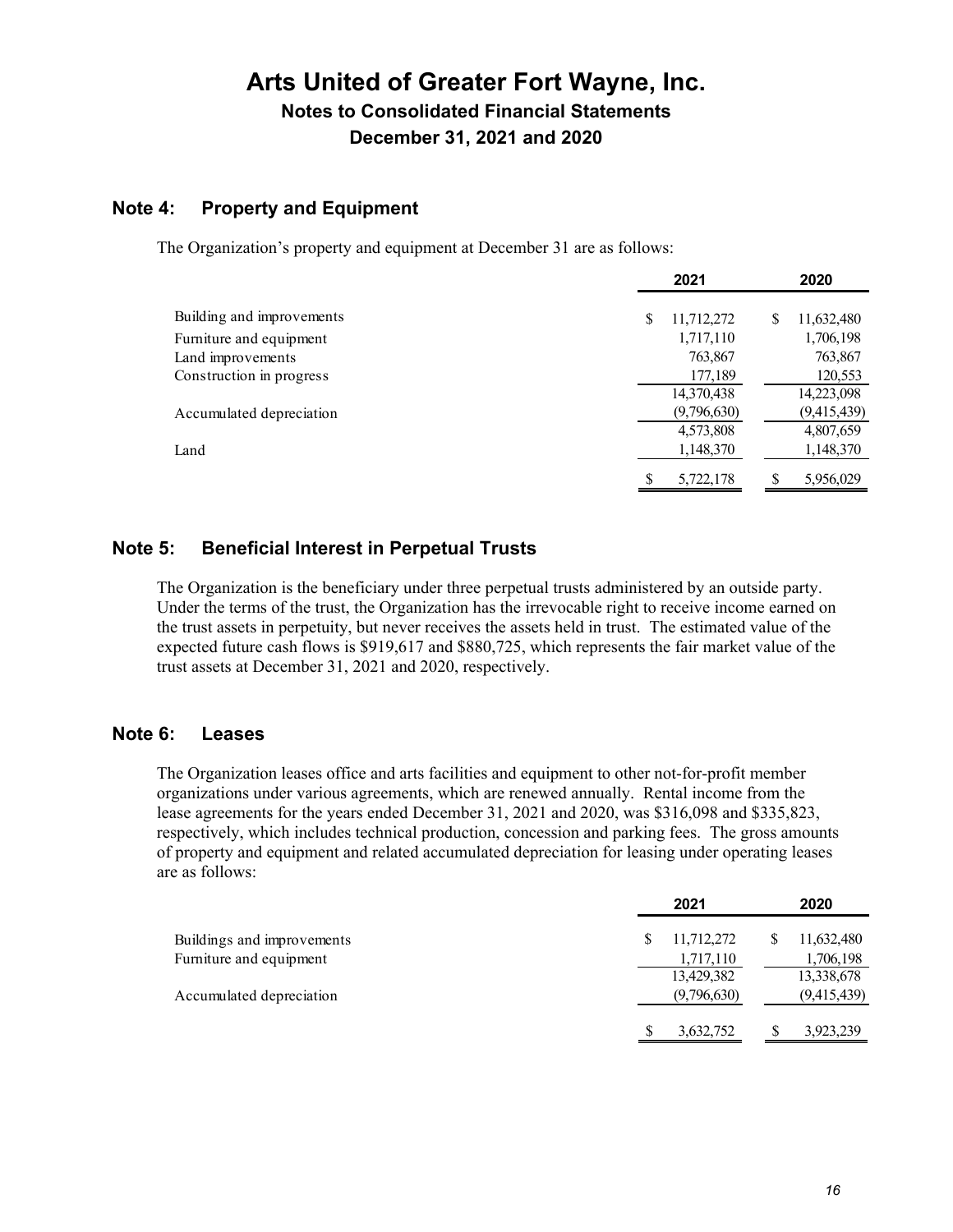# Arts United of Greater Fort Wayne, Inc.

## Notes to Consolidated Financial Statements

## December 31, 2021 and 2020

### Note 4: Property and Equipment

The Organization's property and equipment at December 31 are as follows:

| | 2021 | 2020 |
|---|---|---|
| Building and improvements | $ 11,712,272 | $ 11,632,480 |
| Furniture and equipment | 1,717,110 | 1,706,198 |
| Land improvements | 763,867 | 763,867 |
| Construction in progress | 177,189 | 120,553 |
| | 14,370,438 | 14,223,098 |
| Accumulated depreciation | (9,796,630) | (9,415,439) |
| | 4,573,808 | 4,807,659 |
| Land | 1,148,370 | 1,148,370 |
| | $ 5,722,178 | $ 5,956,029 |

### Note 5: Beneficial Interest in Perpetual Trusts

The Organization is the beneficiary under three perpetual trusts administered by an outside party. Under the terms of the trust, the Organization has the irrevocable right to receive income earned on the trust assets in perpetuity, but never receives the assets held in trust. The estimated value of the expected future cash flows is $919,617 and $880,725, which represents the fair market value of the trust assets at December 31, 2021 and 2020, respectively.

### Note 6: Leases

The Organization leases office and arts facilities and equipment to other not-for-profit member organizations under various agreements, which are renewed annually. Rental income from the lease agreements for the years ended December 31, 2021 and 2020, was $316,098 and $335,823, respectively, which includes technical production, concession and parking fees. The gross amounts of property and equipment and related accumulated depreciation for leasing under operating leases are as follows:

| | 2021 | 2020 |
|---|---|---|
| Buildings and improvements | $ 11,712,272 | $ 11,632,480 |
| Furniture and equipment | 1,717,110 | 1,706,198 |
| | 13,429,382 | 13,338,678 |
| Accumulated depreciation | (9,796,630) | (9,415,439) |
| | $ 3,632,752 | $ 3,923,239 |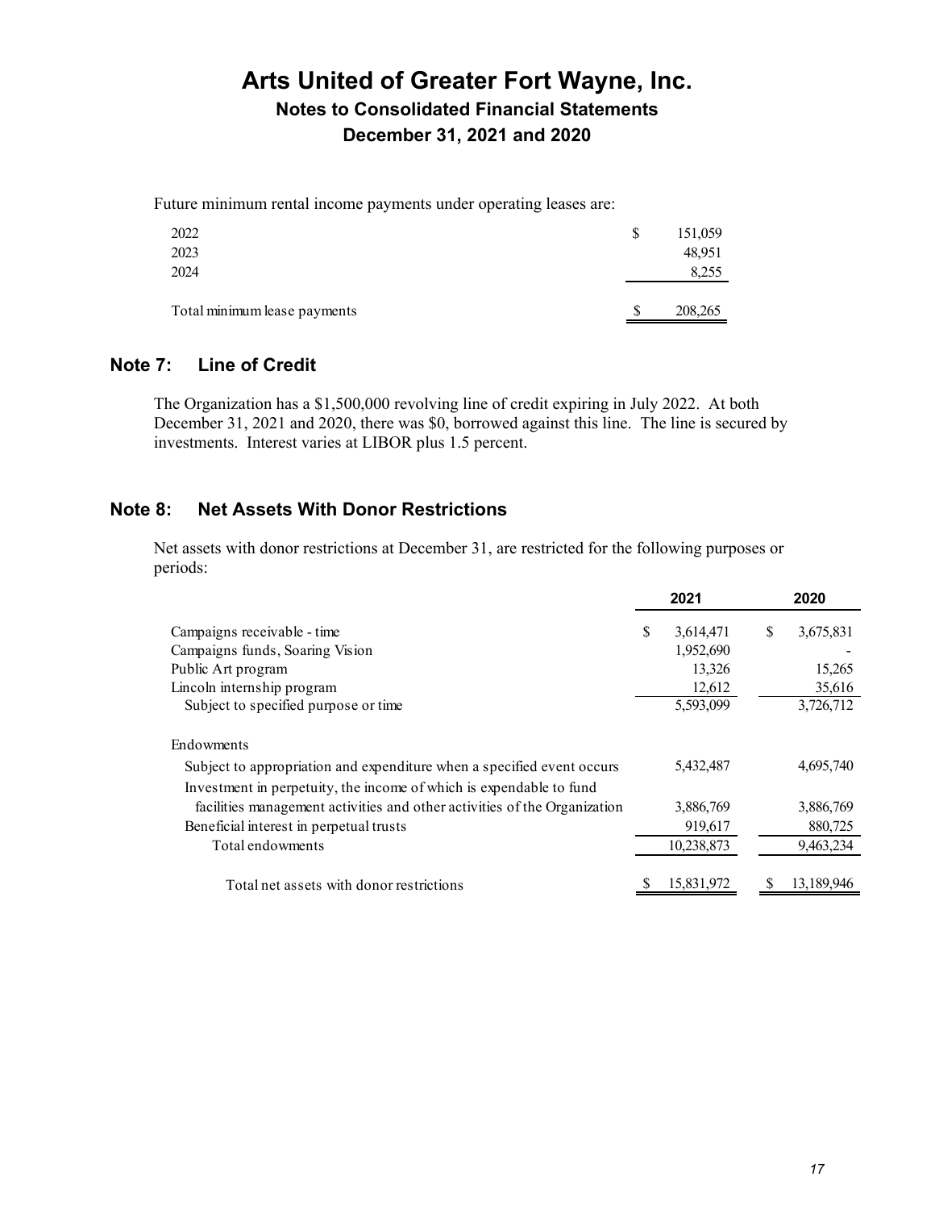# Arts United of Greater Fort Wayne, Inc.

## Notes to Consolidated Financial Statements

## December 31, 2021 and 2020

Future minimum rental income payments under operating leases are:

| | |
|---|---|
| 2022 | $ 151,059 |
| 2023 | 48,951 |
| 2024 | 8,255 |
| Total minimum lease payments | $ 208,265 |

## Note 7: Line of Credit

The Organization has a $1,500,000 revolving line of credit expiring in July 2022. At both December 31, 2021 and 2020, there was $0, borrowed against this line. The line is secured by investments. Interest varies at LIBOR plus 1.5 percent.

## Note 8: Net Assets With Donor Restrictions

Net assets with donor restrictions at December 31, are restricted for the following purposes or periods:

| | 2021 | 2020 |
|---|---|---|
| Campaigns receivable - time | $ 3,614,471 | $ 3,675,831 |
| Campaigns funds, Soaring Vision | 1,952,690 | - |
| Public Art program | 13,326 | 15,265 |
| Lincoln internship program | 12,612 | 35,616 |
| Subject to specified purpose or time | 5,593,099 | 3,726,712 |
| Endowments | | |
| Subject to appropriation and expenditure when a specified event occurs | 5,432,487 | 4,695,740 |
| Investment in perpetuity, the income of which is expendable to fund facilities management activities and other activities of the Organization | 3,886,769 | 3,886,769 |
| Beneficial interest in perpetual trusts | 919,617 | 880,725 |
| Total endowments | 10,238,873 | 9,463,234 |
| Total net assets with donor restrictions | $ 15,831,972 | $ 13,189,946 |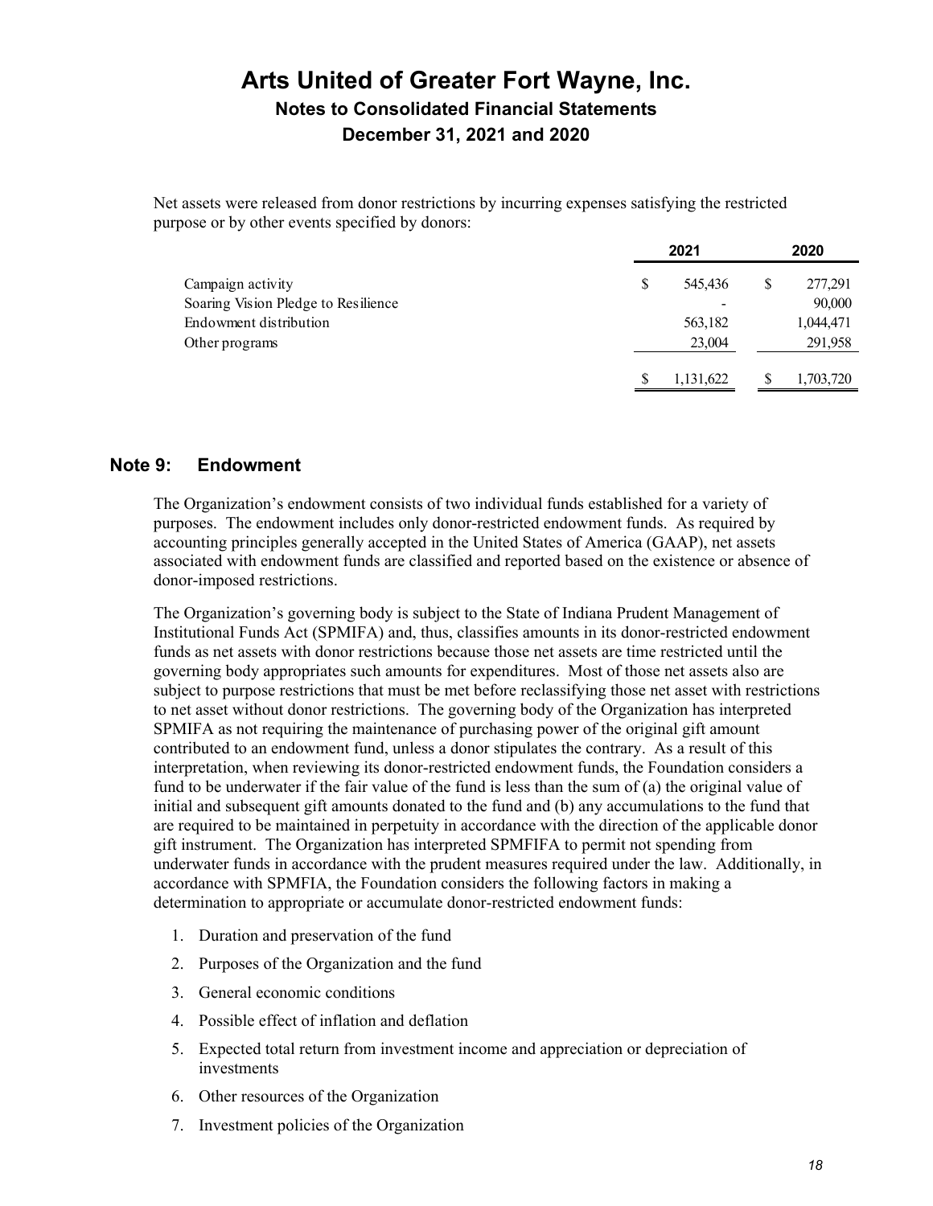Net assets were released from donor restrictions by incurring expenses satisfying the restricted purpose or by other events specified by donors:

| | 2021 | 2020 |
|---|---|---|
| Campaign activity | $ 545,436 | $ 277,291 |
| Soaring Vision Pledge to Resilience | - | 90,000 |
| Endowment distribution | 563,182 | 1,044,471 |
| Other programs | 23,004 | 291,958 |
| | $ 1,131,622 | $ 1,703,720 |

## Note 9: Endowment

The Organization's endowment consists of two individual funds established for a variety of purposes. The endowment includes only donor-restricted endowment funds. As required by accounting principles generally accepted in the United States of America (GAAP), net assets associated with endowment funds are classified and reported based on the existence or absence of donor-imposed restrictions.

The Organization's governing body is subject to the State of Indiana Prudent Management of Institutional Funds Act (SPMIFA) and, thus, classifies amounts in its donor-restricted endowment funds as net assets with donor restrictions because those net assets are time restricted until the governing body appropriates such amounts for expenditures. Most of those net assets also are subject to purpose restrictions that must be met before reclassifying those net asset with restrictions to net asset without donor restrictions. The governing body of the Organization has interpreted SPMIFA as not requiring the maintenance of purchasing power of the original gift amount contributed to an endowment fund, unless a donor stipulates the contrary. As a result of this interpretation, when reviewing its donor-restricted endowment funds, the Foundation considers a fund to be underwater if the fair value of the fund is less than the sum of (a) the original value of initial and subsequent gift amounts donated to the fund and (b) any accumulations to the fund that are required to be maintained in perpetuity in accordance with the direction of the applicable donor gift instrument. The Organization has interpreted SPMFIFA to permit not spending from underwater funds in accordance with the prudent measures required under the law. Additionally, in accordance with SPMFIA, the Foundation considers the following factors in making a determination to appropriate or accumulate donor-restricted endowment funds:

1. Duration and preservation of the fund
2. Purposes of the Organization and the fund
3. General economic conditions
4. Possible effect of inflation and deflation
5. Expected total return from investment income and appreciation or depreciation of investments
6. Other resources of the Organization
7. Investment policies of the Organization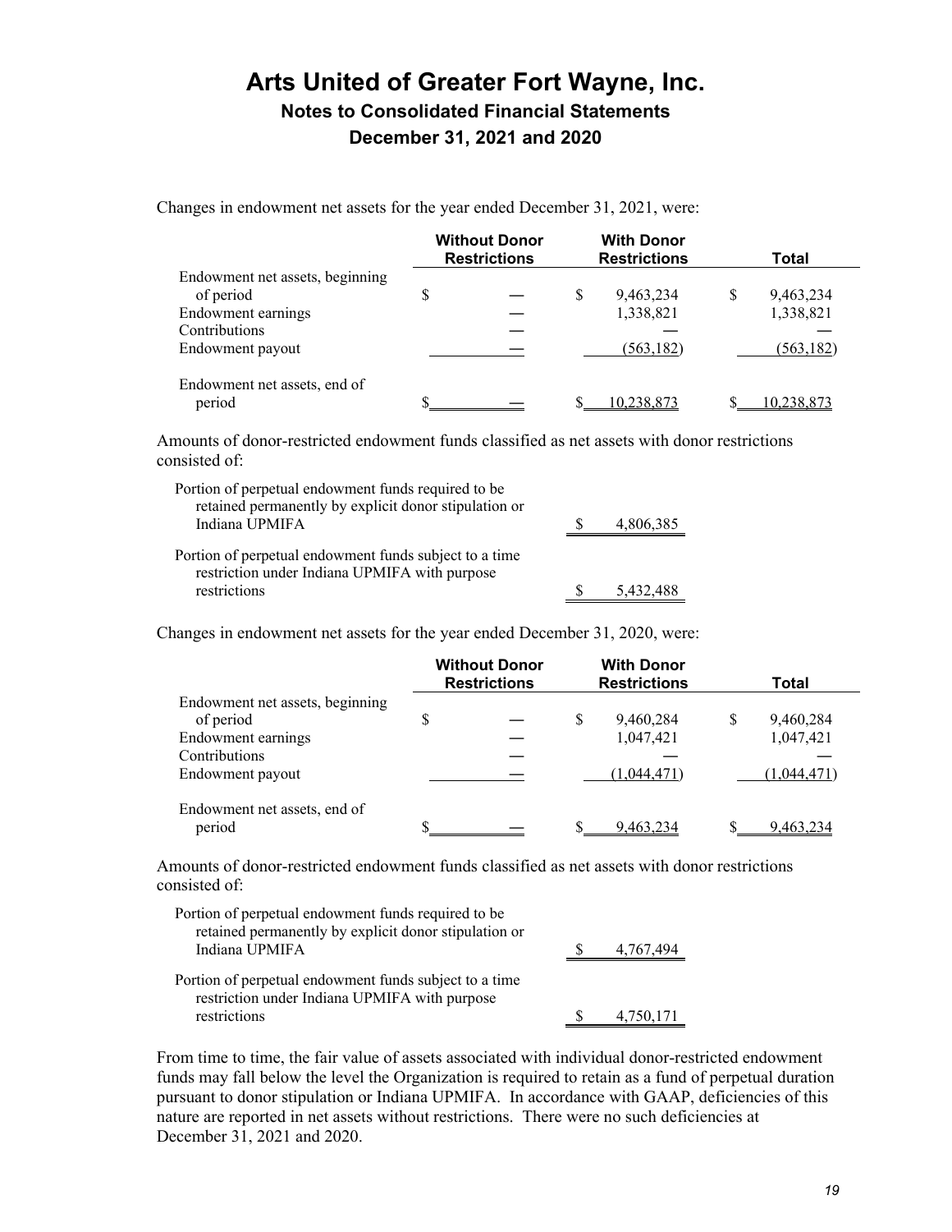# Arts United of Greater Fort Wayne, Inc.

## Notes to Consolidated Financial Statements

## December 31, 2021 and 2020

Changes in endowment net assets for the year ended December 31, 2021, were:

| | Without Donor Restrictions | With Donor Restrictions | Total |
|---|---|---|---|
| Endowment net assets, beginning of period | $ — | $ 9,463,234 | $ 9,463,234 |
| Endowment earnings | — | 1,338,821 | 1,338,821 |
| Contributions | — | — | — |
| Endowment payout | — | (563,182) | (563,182) |
| Endowment net assets, end of period | $ — | $ 10,238,873 | $ 10,238,873 |

Amounts of donor-restricted endowment funds classified as net assets with donor restrictions consisted of:

| | |
|---|---|
| Portion of perpetual endowment funds required to be retained permanently by explicit donor stipulation or Indiana UPMIFA | $ 4,806,385 |
| Portion of perpetual endowment funds subject to a time restriction under Indiana UPMIFA with purpose restrictions | $ 5,432,488 |

Changes in endowment net assets for the year ended December 31, 2020, were:

| | Without Donor Restrictions | With Donor Restrictions | Total |
|---|---|---|---|
| Endowment net assets, beginning of period | $ — | $ 9,460,284 | $ 9,460,284 |
| Endowment earnings | — | 1,047,421 | 1,047,421 |
| Contributions | — | — | — |
| Endowment payout | — | (1,044,471) | (1,044,471) |
| Endowment net assets, end of period | $ — | $ 9,463,234 | $ 9,463,234 |

Amounts of donor-restricted endowment funds classified as net assets with donor restrictions consisted of:

| | |
|---|---|
| Portion of perpetual endowment funds required to be retained permanently by explicit donor stipulation or Indiana UPMIFA | $ 4,767,494 |
| Portion of perpetual endowment funds subject to a time restriction under Indiana UPMIFA with purpose restrictions | $ 4,750,171 |

From time to time, the fair value of assets associated with individual donor-restricted endowment funds may fall below the level the Organization is required to retain as a fund of perpetual duration pursuant to donor stipulation or Indiana UPMIFA. In accordance with GAAP, deficiencies of this nature are reported in net assets without restrictions. There were no such deficiencies at December 31, 2021 and 2020.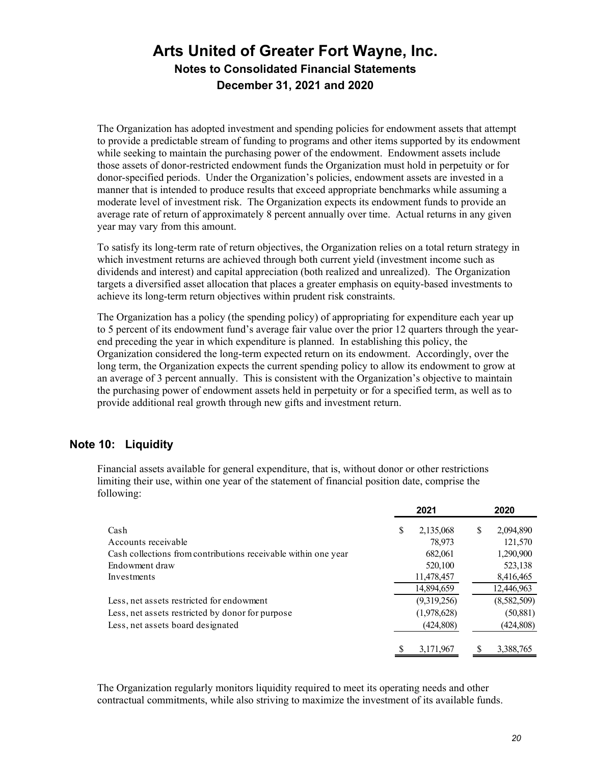The Organization has adopted investment and spending policies for endowment assets that attempt to provide a predictable stream of funding to programs and other items supported by its endowment while seeking to maintain the purchasing power of the endowment. Endowment assets include those assets of donor-restricted endowment funds the Organization must hold in perpetuity or for donor-specified periods. Under the Organization's policies, endowment assets are invested in a manner that is intended to produce results that exceed appropriate benchmarks while assuming a moderate level of investment risk. The Organization expects its endowment funds to provide an average rate of return of approximately 8 percent annually over time. Actual returns in any given year may vary from this amount.

To satisfy its long-term rate of return objectives, the Organization relies on a total return strategy in which investment returns are achieved through both current yield (investment income such as dividends and interest) and capital appreciation (both realized and unrealized). The Organization targets a diversified asset allocation that places a greater emphasis on equity-based investments to achieve its long-term return objectives within prudent risk constraints.

The Organization has a policy (the spending policy) of appropriating for expenditure each year up to 5 percent of its endowment fund's average fair value over the prior 12 quarters through the year-end preceding the year in which expenditure is planned. In establishing this policy, the Organization considered the long-term expected return on its endowment. Accordingly, over the long term, the Organization expects the current spending policy to allow its endowment to grow at an average of 3 percent annually. This is consistent with the Organization's objective to maintain the purchasing power of endowment assets held in perpetuity or for a specified term, as well as to provide additional real growth through new gifts and investment return.

## Note 10: Liquidity

Financial assets available for general expenditure, that is, without donor or other restrictions limiting their use, within one year of the statement of financial position date, comprise the following:

| | 2021 | 2020 |
|---|---|---|
| Cash | $ 2,135,068 | $ 2,094,890 |
| Accounts receivable | 78,973 | 121,570 |
| Cash collections from contributions receivable within one year | 682,061 | 1,290,900 |
| Endowment draw | 520,100 | 523,138 |
| Investments | 11,478,457 | 8,416,465 |
| | 14,894,659 | 12,446,963 |
| Less, net assets restricted for endowment | (9,319,256) | (8,582,509) |
| Less, net assets restricted by donor for purpose | (1,978,628) | (50,881) |
| Less, net assets board designated | (424,808) | (424,808) |
| | $ 3,171,967 | $ 3,388,765 |

The Organization regularly monitors liquidity required to meet its operating needs and other contractual commitments, while also striving to maximize the investment of its available funds.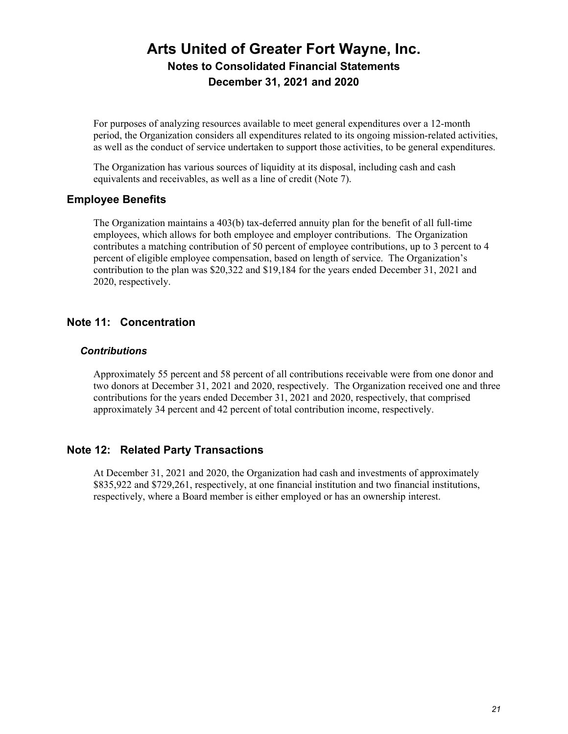For purposes of analyzing resources available to meet general expenditures over a 12-month period, the Organization considers all expenditures related to its ongoing mission-related activities, as well as the conduct of service undertaken to support those activities, to be general expenditures.

The Organization has various sources of liquidity at its disposal, including cash and cash equivalents and receivables, as well as a line of credit (Note 7).

### Employee Benefits

The Organization maintains a 403(b) tax-deferred annuity plan for the benefit of all full-time employees, which allows for both employee and employer contributions. The Organization contributes a matching contribution of 50 percent of employee contributions, up to 3 percent to 4 percent of eligible employee compensation, based on length of service. The Organization's contribution to the plan was $20,322 and $19,184 for the years ended December 31, 2021 and 2020, respectively.

## Note 11: Concentration

### *Contributions*

Approximately 55 percent and 58 percent of all contributions receivable were from one donor and two donors at December 31, 2021 and 2020, respectively. The Organization received one and three contributions for the years ended December 31, 2021 and 2020, respectively, that comprised approximately 34 percent and 42 percent of total contribution income, respectively.

## Note 12: Related Party Transactions

At December 31, 2021 and 2020, the Organization had cash and investments of approximately $835,922 and $729,261, respectively, at one financial institution and two financial institutions, respectively, where a Board member is either employed or has an ownership interest.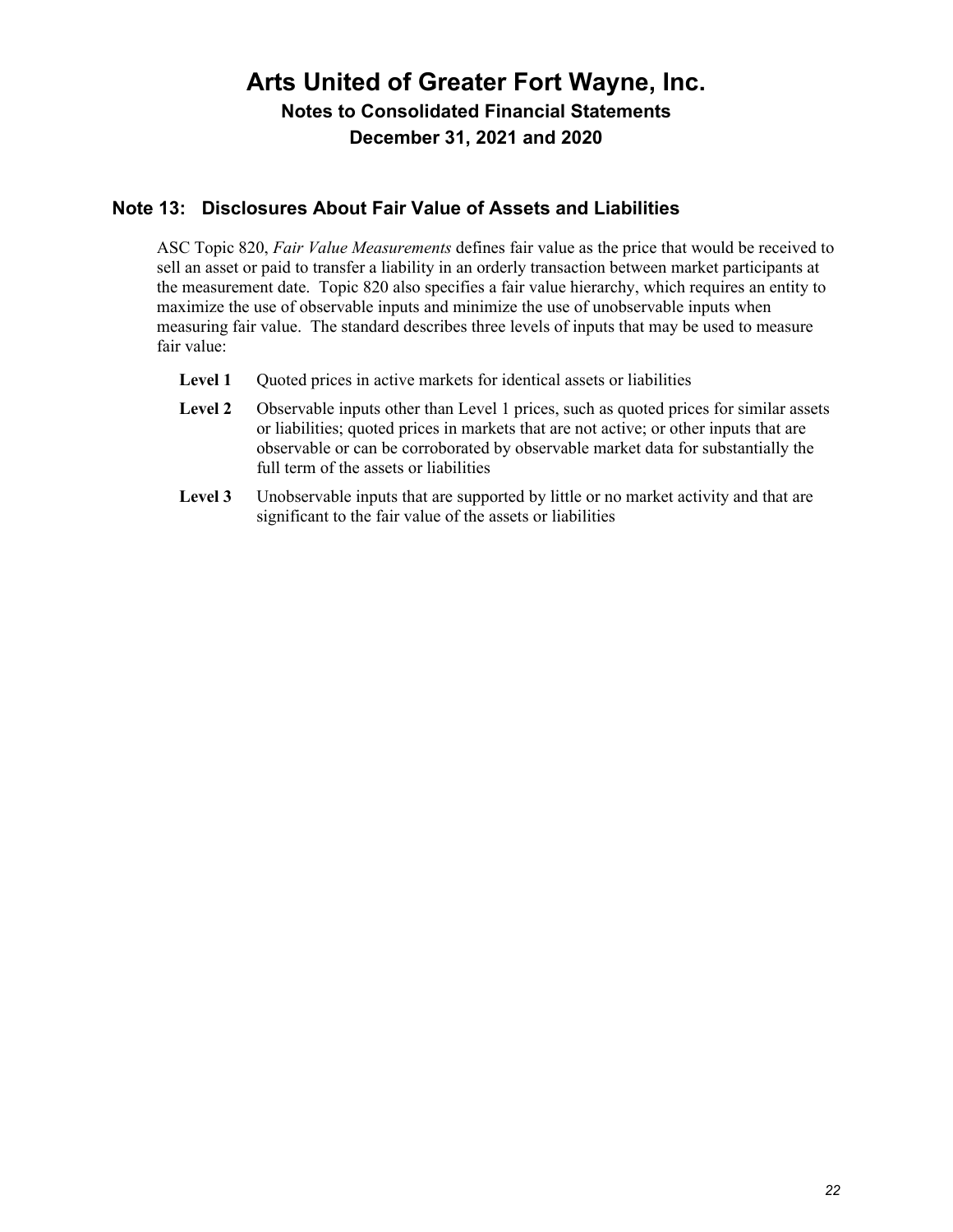# Arts United of Greater Fort Wayne, Inc.

## Notes to Consolidated Financial Statements

## December 31, 2021 and 2020

### Note 13: Disclosures About Fair Value of Assets and Liabilities

ASC Topic 820, *Fair Value Measurements* defines fair value as the price that would be received to sell an asset or paid to transfer a liability in an orderly transaction between market participants at the measurement date. Topic 820 also specifies a fair value hierarchy, which requires an entity to maximize the use of observable inputs and minimize the use of unobservable inputs when measuring fair value. The standard describes three levels of inputs that may be used to measure fair value:

**Level 1** Quoted prices in active markets for identical assets or liabilities

**Level 2** Observable inputs other than Level 1 prices, such as quoted prices for similar assets or liabilities; quoted prices in markets that are not active; or other inputs that are observable or can be corroborated by observable market data for substantially the full term of the assets or liabilities

**Level 3** Unobservable inputs that are supported by little or no market activity and that are significant to the fair value of the assets or liabilities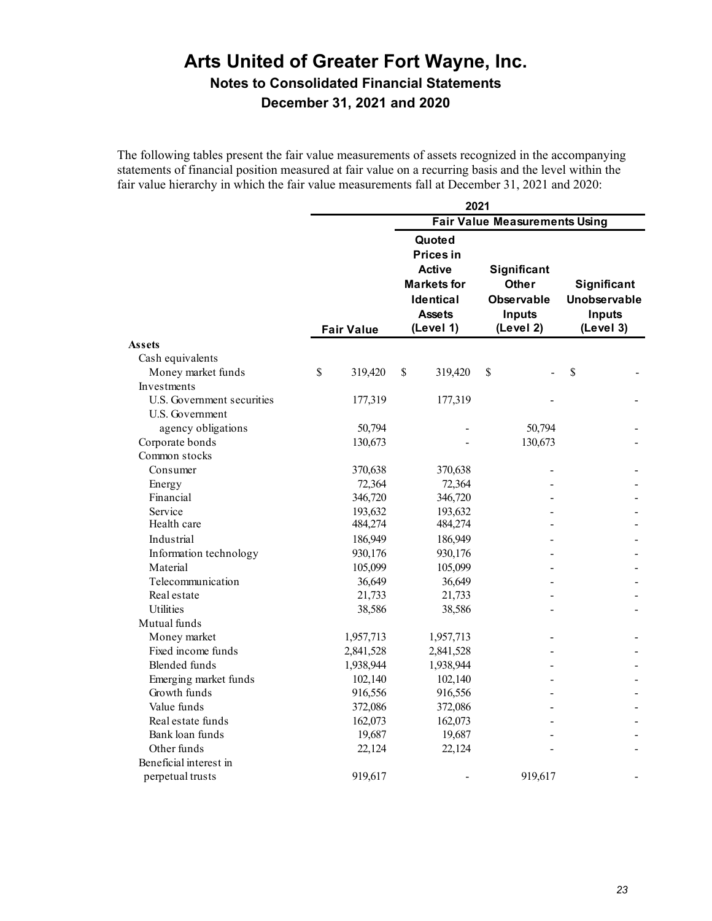# Arts United of Greater Fort Wayne, Inc.

## Notes to Consolidated Financial Statements

## December 31, 2021 and 2020

The following tables present the fair value measurements of assets recognized in the accompanying statements of financial position measured at fair value on a recurring basis and the level within the fair value hierarchy in which the fair value measurements fall at December 31, 2021 and 2020:

| | 2021 | | | |
|---|---|---|---|---|
| | | Fair Value Measurements Using | | |
| | Fair Value | Quoted Prices in Active Markets for Identical Assets (Level 1) | Significant Other Observable Inputs (Level 2) | Significant Unobservable Inputs (Level 3) |
| **Assets** | | | | |
| Cash equivalents | | | | |
| Money market funds | $ 319,420 | $ 319,420 | $ - | $ - |
| Investments | | | | |
| U.S. Government securities | 177,319 | 177,319 | - | - |
| U.S. Government agency obligations | 50,794 | - | 50,794 | - |
| Corporate bonds | 130,673 | - | 130,673 | - |
| Common stocks | | | | |
| Consumer | 370,638 | 370,638 | - | - |
| Energy | 72,364 | 72,364 | - | - |
| Financial | 346,720 | 346,720 | - | - |
| Service | 193,632 | 193,632 | - | - |
| Health care | 484,274 | 484,274 | - | - |
| Industrial | 186,949 | 186,949 | - | - |
| Information technology | 930,176 | 930,176 | - | - |
| Material | 105,099 | 105,099 | - | - |
| Telecommunication | 36,649 | 36,649 | - | - |
| Real estate | 21,733 | 21,733 | - | - |
| Utilities | 38,586 | 38,586 | - | - |
| Mutual funds | | | | |
| Money market | 1,957,713 | 1,957,713 | - | - |
| Fixed income funds | 2,841,528 | 2,841,528 | - | - |
| Blended funds | 1,938,944 | 1,938,944 | - | - |
| Emerging market funds | 102,140 | 102,140 | - | - |
| Growth funds | 916,556 | 916,556 | - | - |
| Value funds | 372,086 | 372,086 | - | - |
| Real estate funds | 162,073 | 162,073 | - | - |
| Bank loan funds | 19,687 | 19,687 | - | - |
| Other funds | 22,124 | 22,124 | - | - |
| Beneficial interest in perpetual trusts | 919,617 | - | 919,617 | - |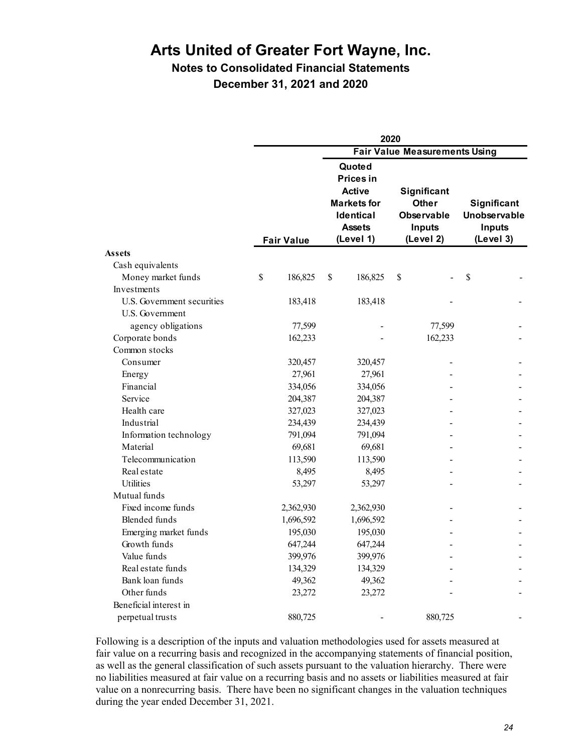# Arts United of Greater Fort Wayne, Inc.

## Notes to Consolidated Financial Statements

### December 31, 2021 and 2020

| | 2020 | | | |
|---|---|---|---|---|
| | | Fair Value Measurements Using | | |
| | Fair Value | Quoted Prices in Active Markets for Identical Assets (Level 1) | Significant Other Observable Inputs (Level 2) | Significant Unobservable Inputs (Level 3) |
| **Assets** | | | | |
| Cash equivalents | | | | |
| Money market funds | $ 186,825 | $ 186,825 | $ - | $ - |
| Investments | | | | |
| U.S. Government securities | 183,418 | 183,418 | - | - |
| U.S. Government agency obligations | 77,599 | - | 77,599 | - |
| Corporate bonds | 162,233 | - | 162,233 | - |
| Common stocks | | | | |
| Consumer | 320,457 | 320,457 | - | - |
| Energy | 27,961 | 27,961 | - | - |
| Financial | 334,056 | 334,056 | - | - |
| Service | 204,387 | 204,387 | - | - |
| Health care | 327,023 | 327,023 | - | - |
| Industrial | 234,439 | 234,439 | - | - |
| Information technology | 791,094 | 791,094 | - | - |
| Material | 69,681 | 69,681 | - | - |
| Telecommunication | 113,590 | 113,590 | - | - |
| Real estate | 8,495 | 8,495 | - | - |
| Utilities | 53,297 | 53,297 | - | - |
| Mutual funds | | | | |
| Fixed income funds | 2,362,930 | 2,362,930 | - | - |
| Blended funds | 1,696,592 | 1,696,592 | - | - |
| Emerging market funds | 195,030 | 195,030 | - | - |
| Growth funds | 647,244 | 647,244 | - | - |
| Value funds | 399,976 | 399,976 | - | - |
| Real estate funds | 134,329 | 134,329 | - | - |
| Bank loan funds | 49,362 | 49,362 | - | - |
| Other funds | 23,272 | 23,272 | - | - |
| Beneficial interest in perpetual trusts | 880,725 | - | 880,725 | - |

Following is a description of the inputs and valuation methodologies used for assets measured at fair value on a recurring basis and recognized in the accompanying statements of financial position, as well as the general classification of such assets pursuant to the valuation hierarchy. There were no liabilities measured at fair value on a recurring basis and no assets or liabilities measured at fair value on a nonrecurring basis. There have been no significant changes in the valuation techniques during the year ended December 31, 2021.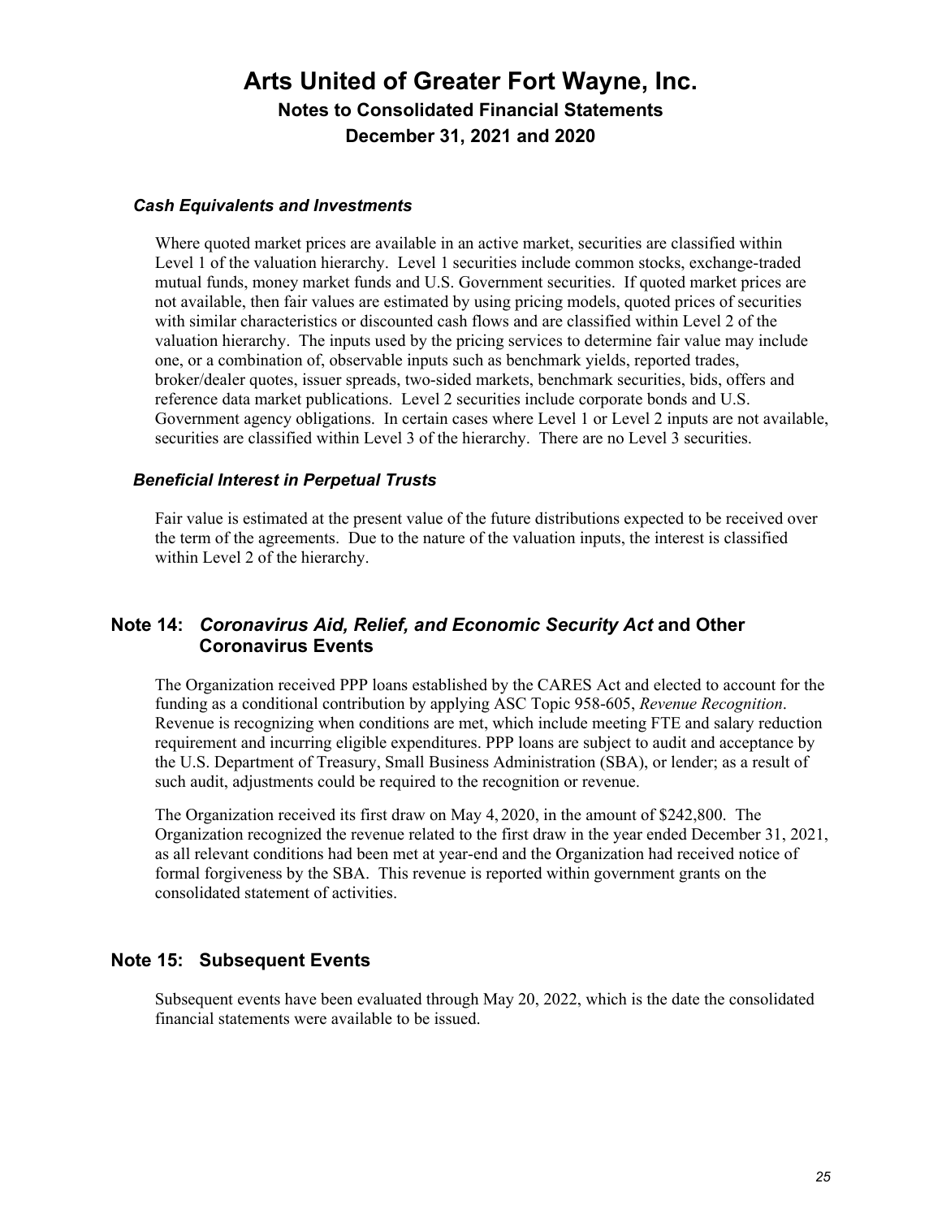### *Cash Equivalents and Investments*

Where quoted market prices are available in an active market, securities are classified within Level 1 of the valuation hierarchy. Level 1 securities include common stocks, exchange-traded mutual funds, money market funds and U.S. Government securities. If quoted market prices are not available, then fair values are estimated by using pricing models, quoted prices of securities with similar characteristics or discounted cash flows and are classified within Level 2 of the valuation hierarchy. The inputs used by the pricing services to determine fair value may include one, or a combination of, observable inputs such as benchmark yields, reported trades, broker/dealer quotes, issuer spreads, two-sided markets, benchmark securities, bids, offers and reference data market publications. Level 2 securities include corporate bonds and U.S. Government agency obligations. In certain cases where Level 1 or Level 2 inputs are not available, securities are classified within Level 3 of the hierarchy. There are no Level 3 securities.

### *Beneficial Interest in Perpetual Trusts*

Fair value is estimated at the present value of the future distributions expected to be received over the term of the agreements. Due to the nature of the valuation inputs, the interest is classified within Level 2 of the hierarchy.

## Note 14: *Coronavirus Aid, Relief, and Economic Security Act* and Other Coronavirus Events

The Organization received PPP loans established by the CARES Act and elected to account for the funding as a conditional contribution by applying ASC Topic 958-605, *Revenue Recognition*. Revenue is recognizing when conditions are met, which include meeting FTE and salary reduction requirement and incurring eligible expenditures. PPP loans are subject to audit and acceptance by the U.S. Department of Treasury, Small Business Administration (SBA), or lender; as a result of such audit, adjustments could be required to the recognition or revenue.

The Organization received its first draw on May 4, 2020, in the amount of $242,800. The Organization recognized the revenue related to the first draw in the year ended December 31, 2021, as all relevant conditions had been met at year-end and the Organization had received notice of formal forgiveness by the SBA. This revenue is reported within government grants on the consolidated statement of activities.

## Note 15: Subsequent Events

Subsequent events have been evaluated through May 20, 2022, which is the date the consolidated financial statements were available to be issued.